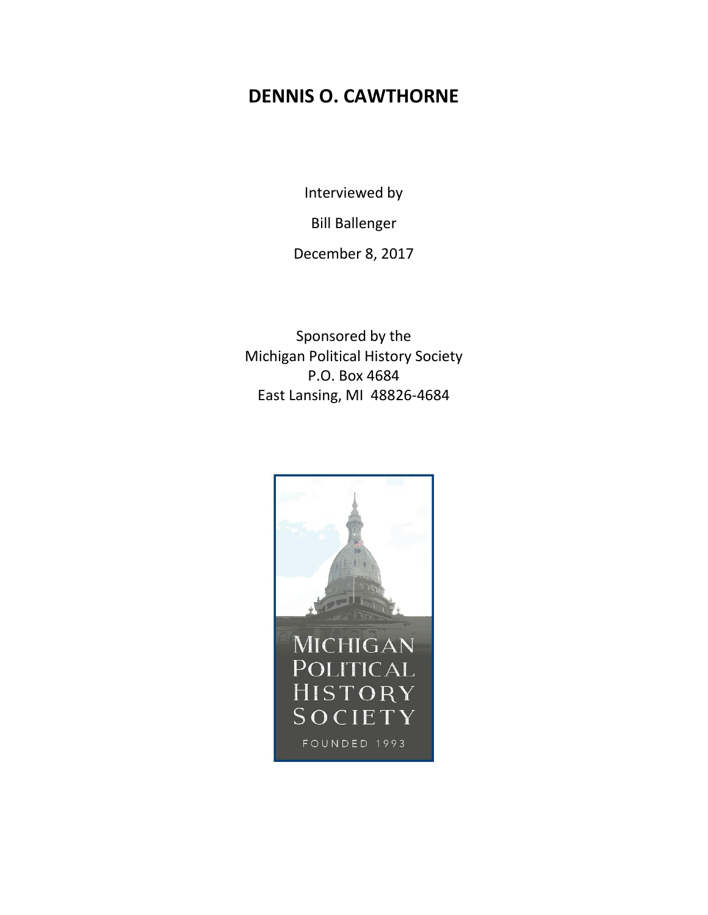# DENNIS O. CAWTHORNE

Interviewed by

Bill Ballenger

December 8, 2017

Sponsored by the
Michigan Political History Society
P.O. Box 4684
East Lansing, MI 48826-4684

MICHIGAN POLITICAL HISTORY SOCIETY

FOUNDED 1993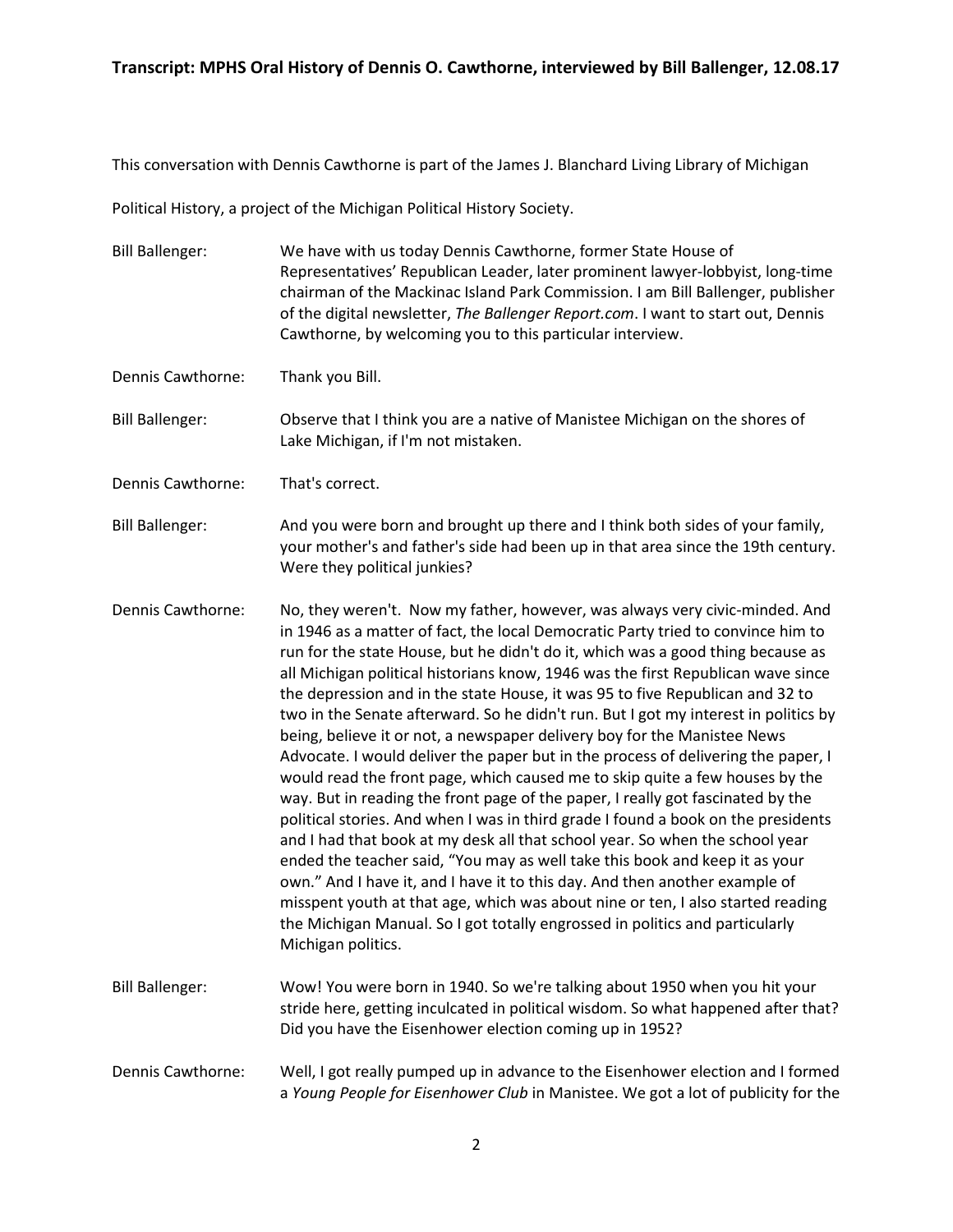This conversation with Dennis Cawthorne is part of the James J. Blanchard Living Library of Michigan Political History, a project of the Michigan Political History Society.

**Bill Ballenger:** We have with us today Dennis Cawthorne, former State House of Representatives' Republican Leader, later prominent lawyer-lobbyist, long-time chairman of the Mackinac Island Park Commission. I am Bill Ballenger, publisher of the digital newsletter, *The Ballenger Report.com*. I want to start out, Dennis Cawthorne, by welcoming you to this particular interview.

**Dennis Cawthorne:** Thank you Bill.

**Bill Ballenger:** Observe that I think you are a native of Manistee Michigan on the shores of Lake Michigan, if I'm not mistaken.

**Dennis Cawthorne:** That's correct.

**Bill Ballenger:** And you were born and brought up there and I think both sides of your family, your mother's and father's side had been up in that area since the 19th century. Were they political junkies?

**Dennis Cawthorne:** No, they weren't. Now my father, however, was always very civic-minded. And in 1946 as a matter of fact, the local Democratic Party tried to convince him to run for the state House, but he didn't do it, which was a good thing because as all Michigan political historians know, 1946 was the first Republican wave since the depression and in the state House, it was 95 to five Republican and 32 to two in the Senate afterward. So he didn't run. But I got my interest in politics by being, believe it or not, a newspaper delivery boy for the Manistee News Advocate. I would deliver the paper but in the process of delivering the paper, I would read the front page, which caused me to skip quite a few houses by the way. But in reading the front page of the paper, I really got fascinated by the political stories. And when I was in third grade I found a book on the presidents and I had that book at my desk all that school year. So when the school year ended the teacher said, "You may as well take this book and keep it as your own." And I have it, and I have it to this day. And then another example of misspent youth at that age, which was about nine or ten, I also started reading the Michigan Manual. So I got totally engrossed in politics and particularly Michigan politics.

**Bill Ballenger:** Wow! You were born in 1940. So we're talking about 1950 when you hit your stride here, getting inculcated in political wisdom. So what happened after that? Did you have the Eisenhower election coming up in 1952?

**Dennis Cawthorne:** Well, I got really pumped up in advance to the Eisenhower election and I formed a *Young People for Eisenhower Club* in Manistee. We got a lot of publicity for the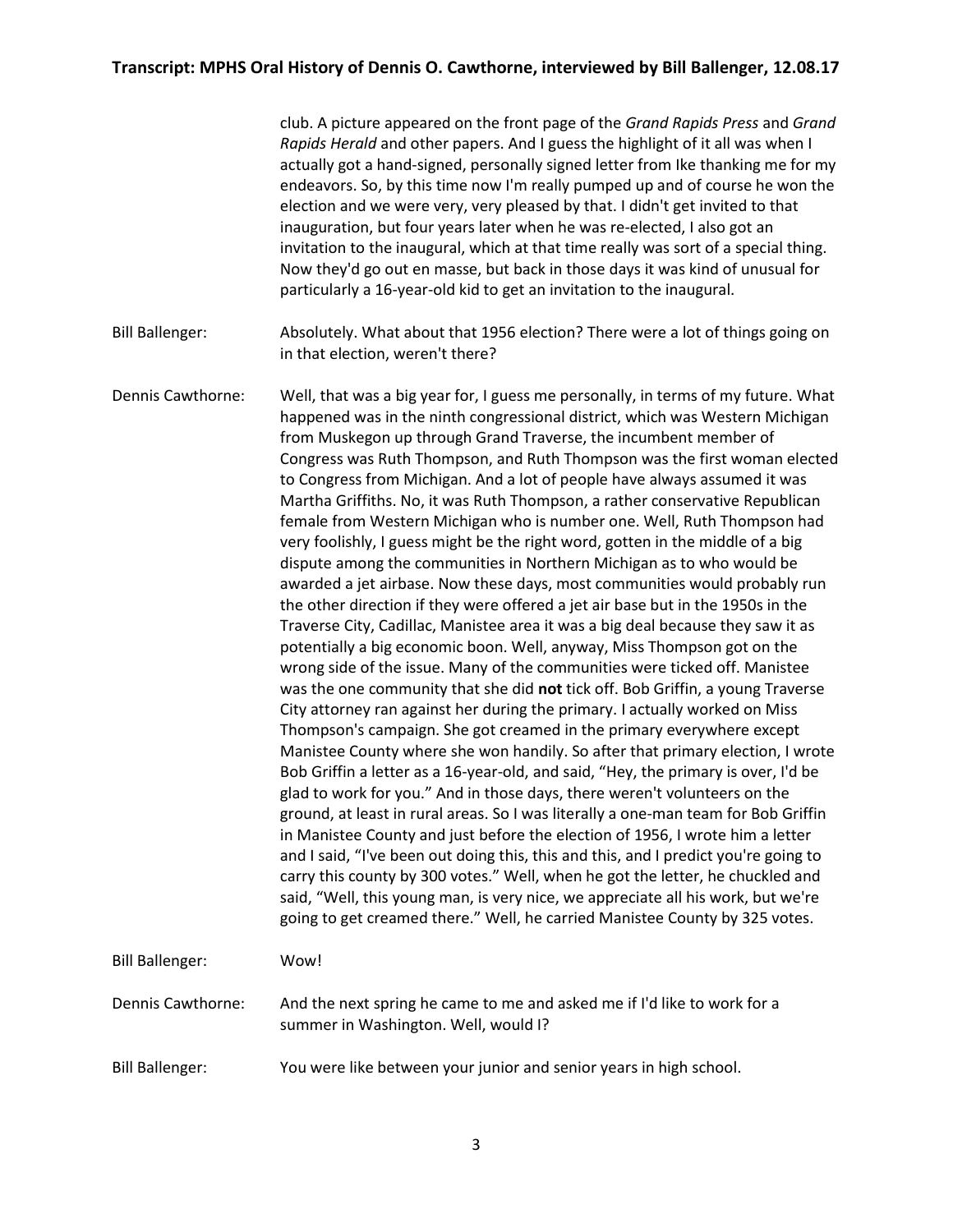club. A picture appeared on the front page of the *Grand Rapids Press* and *Grand Rapids Herald* and other papers. And I guess the highlight of it all was when I actually got a hand-signed, personally signed letter from Ike thanking me for my endeavors. So, by this time now I'm really pumped up and of course he won the election and we were very, very pleased by that. I didn't get invited to that inauguration, but four years later when he was re-elected, I also got an invitation to the inaugural, which at that time really was sort of a special thing. Now they'd go out en masse, but back in those days it was kind of unusual for particularly a 16-year-old kid to get an invitation to the inaugural.

Bill Ballenger: Absolutely. What about that 1956 election? There were a lot of things going on in that election, weren't there?

Dennis Cawthorne: Well, that was a big year for, I guess me personally, in terms of my future. What happened was in the ninth congressional district, which was Western Michigan from Muskegon up through Grand Traverse, the incumbent member of Congress was Ruth Thompson, and Ruth Thompson was the first woman elected to Congress from Michigan. And a lot of people have always assumed it was Martha Griffiths. No, it was Ruth Thompson, a rather conservative Republican female from Western Michigan who is number one. Well, Ruth Thompson had very foolishly, I guess might be the right word, gotten in the middle of a big dispute among the communities in Northern Michigan as to who would be awarded a jet airbase. Now these days, most communities would probably run the other direction if they were offered a jet air base but in the 1950s in the Traverse City, Cadillac, Manistee area it was a big deal because they saw it as potentially a big economic boon. Well, anyway, Miss Thompson got on the wrong side of the issue. Many of the communities were ticked off. Manistee was the one community that she did **not** tick off. Bob Griffin, a young Traverse City attorney ran against her during the primary. I actually worked on Miss Thompson's campaign. She got creamed in the primary everywhere except Manistee County where she won handily. So after that primary election, I wrote Bob Griffin a letter as a 16-year-old, and said, "Hey, the primary is over, I'd be glad to work for you." And in those days, there weren't volunteers on the ground, at least in rural areas. So I was literally a one-man team for Bob Griffin in Manistee County and just before the election of 1956, I wrote him a letter and I said, "I've been out doing this, this and this, and I predict you're going to carry this county by 300 votes." Well, when he got the letter, he chuckled and said, "Well, this young man, is very nice, we appreciate all his work, but we're going to get creamed there." Well, he carried Manistee County by 325 votes.

Bill Ballenger: Wow!

Dennis Cawthorne: And the next spring he came to me and asked me if I'd like to work for a summer in Washington. Well, would I?

Bill Ballenger: You were like between your junior and senior years in high school.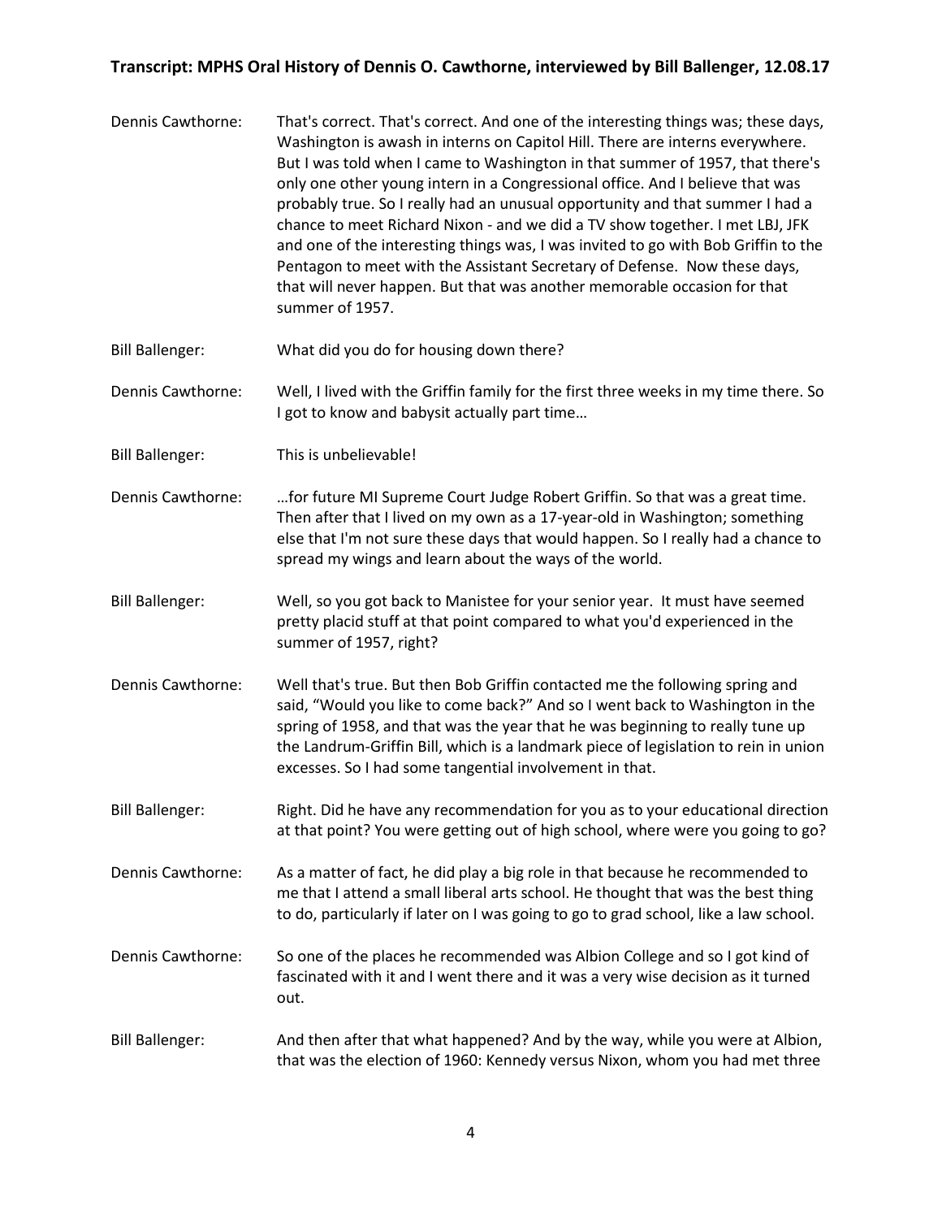**Dennis Cawthorne:** That's correct. That's correct. And one of the interesting things was; these days, Washington is awash in interns on Capitol Hill. There are interns everywhere. But I was told when I came to Washington in that summer of 1957, that there's only one other young intern in a Congressional office. And I believe that was probably true. So I really had an unusual opportunity and that summer I had a chance to meet Richard Nixon - and we did a TV show together. I met LBJ, JFK and one of the interesting things was, I was invited to go with Bob Griffin to the Pentagon to meet with the Assistant Secretary of Defense. Now these days, that will never happen. But that was another memorable occasion for that summer of 1957.

**Bill Ballenger:** What did you do for housing down there?

**Dennis Cawthorne:** Well, I lived with the Griffin family for the first three weeks in my time there. So I got to know and babysit actually part time…

**Bill Ballenger:** This is unbelievable!

**Dennis Cawthorne:** …for future MI Supreme Court Judge Robert Griffin. So that was a great time. Then after that I lived on my own as a 17-year-old in Washington; something else that I'm not sure these days that would happen. So I really had a chance to spread my wings and learn about the ways of the world.

**Bill Ballenger:** Well, so you got back to Manistee for your senior year. It must have seemed pretty placid stuff at that point compared to what you'd experienced in the summer of 1957, right?

**Dennis Cawthorne:** Well that's true. But then Bob Griffin contacted me the following spring and said, "Would you like to come back?" And so I went back to Washington in the spring of 1958, and that was the year that he was beginning to really tune up the Landrum-Griffin Bill, which is a landmark piece of legislation to rein in union excesses. So I had some tangential involvement in that.

**Bill Ballenger:** Right. Did he have any recommendation for you as to your educational direction at that point? You were getting out of high school, where were you going to go?

**Dennis Cawthorne:** As a matter of fact, he did play a big role in that because he recommended to me that I attend a small liberal arts school. He thought that was the best thing to do, particularly if later on I was going to go to grad school, like a law school.

**Dennis Cawthorne:** So one of the places he recommended was Albion College and so I got kind of fascinated with it and I went there and it was a very wise decision as it turned out.

**Bill Ballenger:** And then after that what happened? And by the way, while you were at Albion, that was the election of 1960: Kennedy versus Nixon, whom you had met three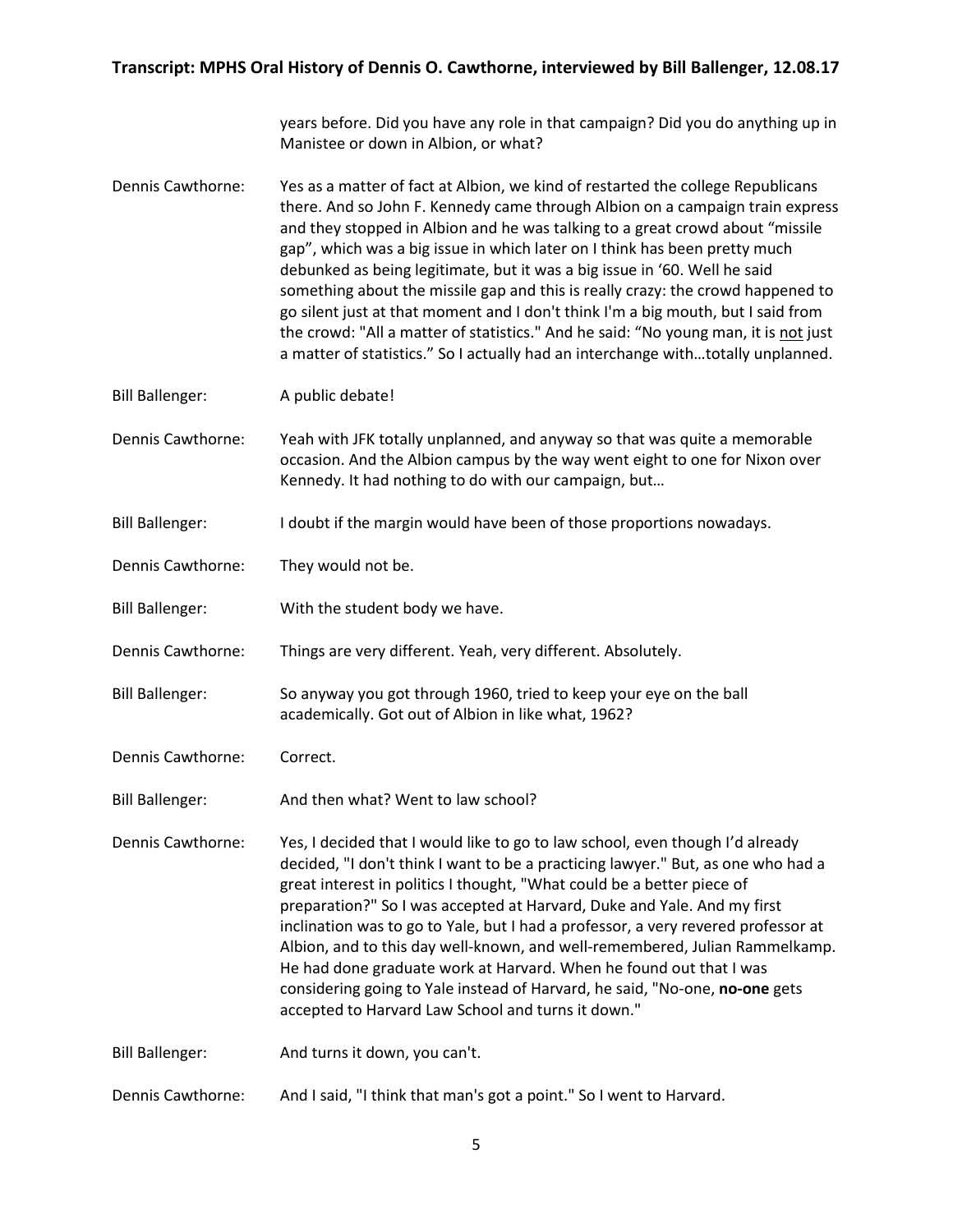years before. Did you have any role in that campaign? Did you do anything up in Manistee or down in Albion, or what?

Dennis Cawthorne: Yes as a matter of fact at Albion, we kind of restarted the college Republicans there. And so John F. Kennedy came through Albion on a campaign train express and they stopped in Albion and he was talking to a great crowd about "missile gap", which was a big issue in which later on I think has been pretty much debunked as being legitimate, but it was a big issue in '60. Well he said something about the missile gap and this is really crazy: the crowd happened to go silent just at that moment and I don't think I'm a big mouth, but I said from the crowd: "All a matter of statistics." And he said: "No young man, it is <u>not</u> just a matter of statistics." So I actually had an interchange with…totally unplanned.

Bill Ballenger: A public debate!

Dennis Cawthorne: Yeah with JFK totally unplanned, and anyway so that was quite a memorable occasion. And the Albion campus by the way went eight to one for Nixon over Kennedy. It had nothing to do with our campaign, but…

Bill Ballenger: I doubt if the margin would have been of those proportions nowadays.

Dennis Cawthorne: They would not be.

Bill Ballenger: With the student body we have.

Dennis Cawthorne: Things are very different. Yeah, very different. Absolutely.

Bill Ballenger: So anyway you got through 1960, tried to keep your eye on the ball academically. Got out of Albion in like what, 1962?

Dennis Cawthorne: Correct.

Bill Ballenger: And then what? Went to law school?

Dennis Cawthorne: Yes, I decided that I would like to go to law school, even though I'd already decided, "I don't think I want to be a practicing lawyer." But, as one who had a great interest in politics I thought, "What could be a better piece of preparation?" So I was accepted at Harvard, Duke and Yale. And my first inclination was to go to Yale, but I had a professor, a very revered professor at Albion, and to this day well-known, and well-remembered, Julian Rammelkamp. He had done graduate work at Harvard. When he found out that I was considering going to Yale instead of Harvard, he said, "No-one, **no-one** gets accepted to Harvard Law School and turns it down."

Bill Ballenger: And turns it down, you can't.

Dennis Cawthorne: And I said, "I think that man's got a point." So I went to Harvard.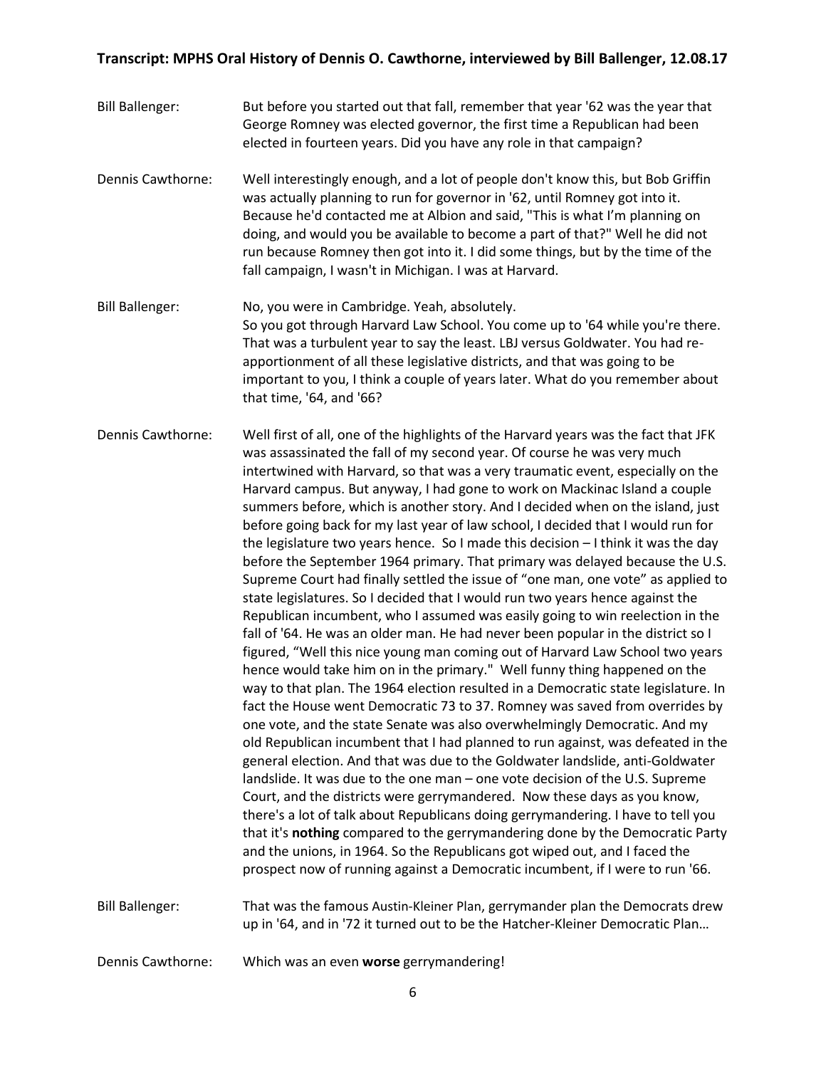Bill Ballenger: But before you started out that fall, remember that year '62 was the year that George Romney was elected governor, the first time a Republican had been elected in fourteen years. Did you have any role in that campaign?

Dennis Cawthorne: Well interestingly enough, and a lot of people don't know this, but Bob Griffin was actually planning to run for governor in '62, until Romney got into it. Because he'd contacted me at Albion and said, "This is what I'm planning on doing, and would you be available to become a part of that?" Well he did not run because Romney then got into it. I did some things, but by the time of the fall campaign, I wasn't in Michigan. I was at Harvard.

Bill Ballenger: No, you were in Cambridge. Yeah, absolutely.
So you got through Harvard Law School. You come up to '64 while you're there. That was a turbulent year to say the least. LBJ versus Goldwater. You had re-apportionment of all these legislative districts, and that was going to be important to you, I think a couple of years later. What do you remember about that time, '64, and '66?

Dennis Cawthorne: Well first of all, one of the highlights of the Harvard years was the fact that JFK was assassinated the fall of my second year. Of course he was very much intertwined with Harvard, so that was a very traumatic event, especially on the Harvard campus. But anyway, I had gone to work on Mackinac Island a couple summers before, which is another story. And I decided when on the island, just before going back for my last year of law school, I decided that I would run for the legislature two years hence. So I made this decision – I think it was the day before the September 1964 primary. That primary was delayed because the U.S. Supreme Court had finally settled the issue of "one man, one vote" as applied to state legislatures. So I decided that I would run two years hence against the Republican incumbent, who I assumed was easily going to win reelection in the fall of '64. He was an older man. He had never been popular in the district so I figured, "Well this nice young man coming out of Harvard Law School two years hence would take him on in the primary." Well funny thing happened on the way to that plan. The 1964 election resulted in a Democratic state legislature. In fact the House went Democratic 73 to 37. Romney was saved from overrides by one vote, and the state Senate was also overwhelmingly Democratic. And my old Republican incumbent that I had planned to run against, was defeated in the general election. And that was due to the Goldwater landslide, anti-Goldwater landslide. It was due to the one man – one vote decision of the U.S. Supreme Court, and the districts were gerrymandered. Now these days as you know, there's a lot of talk about Republicans doing gerrymandering. I have to tell you that it's **nothing** compared to the gerrymandering done by the Democratic Party and the unions, in 1964. So the Republicans got wiped out, and I faced the prospect now of running against a Democratic incumbent, if I were to run '66.

Bill Ballenger: That was the famous Austin-Kleiner Plan, gerrymander plan the Democrats drew up in '64, and in '72 it turned out to be the Hatcher-Kleiner Democratic Plan…

Dennis Cawthorne: Which was an even **worse** gerrymandering!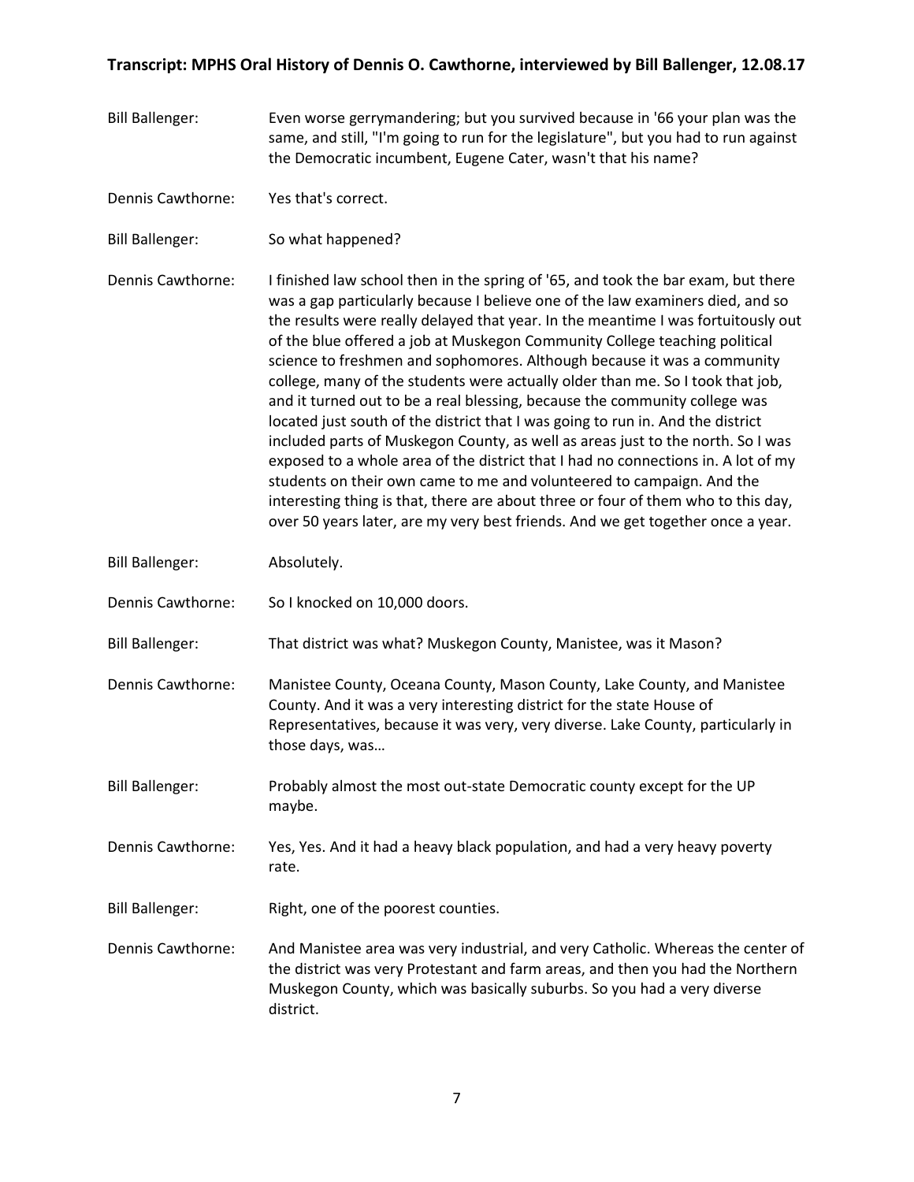**Bill Ballenger:** Even worse gerrymandering; but you survived because in '66 your plan was the same, and still, "I'm going to run for the legislature", but you had to run against the Democratic incumbent, Eugene Cater, wasn't that his name?

**Dennis Cawthorne:** Yes that's correct.

**Bill Ballenger:** So what happened?

**Dennis Cawthorne:** I finished law school then in the spring of '65, and took the bar exam, but there was a gap particularly because I believe one of the law examiners died, and so the results were really delayed that year. In the meantime I was fortuitously out of the blue offered a job at Muskegon Community College teaching political science to freshmen and sophomores. Although because it was a community college, many of the students were actually older than me. So I took that job, and it turned out to be a real blessing, because the community college was located just south of the district that I was going to run in. And the district included parts of Muskegon County, as well as areas just to the north. So I was exposed to a whole area of the district that I had no connections in. A lot of my students on their own came to me and volunteered to campaign. And the interesting thing is that, there are about three or four of them who to this day, over 50 years later, are my very best friends. And we get together once a year.

**Bill Ballenger:** Absolutely.

**Dennis Cawthorne:** So I knocked on 10,000 doors.

**Bill Ballenger:** That district was what? Muskegon County, Manistee, was it Mason?

**Dennis Cawthorne:** Manistee County, Oceana County, Mason County, Lake County, and Manistee County. And it was a very interesting district for the state House of Representatives, because it was very, very diverse. Lake County, particularly in those days, was…

**Bill Ballenger:** Probably almost the most out-state Democratic county except for the UP maybe.

**Dennis Cawthorne:** Yes, Yes. And it had a heavy black population, and had a very heavy poverty rate.

**Bill Ballenger:** Right, one of the poorest counties.

**Dennis Cawthorne:** And Manistee area was very industrial, and very Catholic. Whereas the center of the district was very Protestant and farm areas, and then you had the Northern Muskegon County, which was basically suburbs. So you had a very diverse district.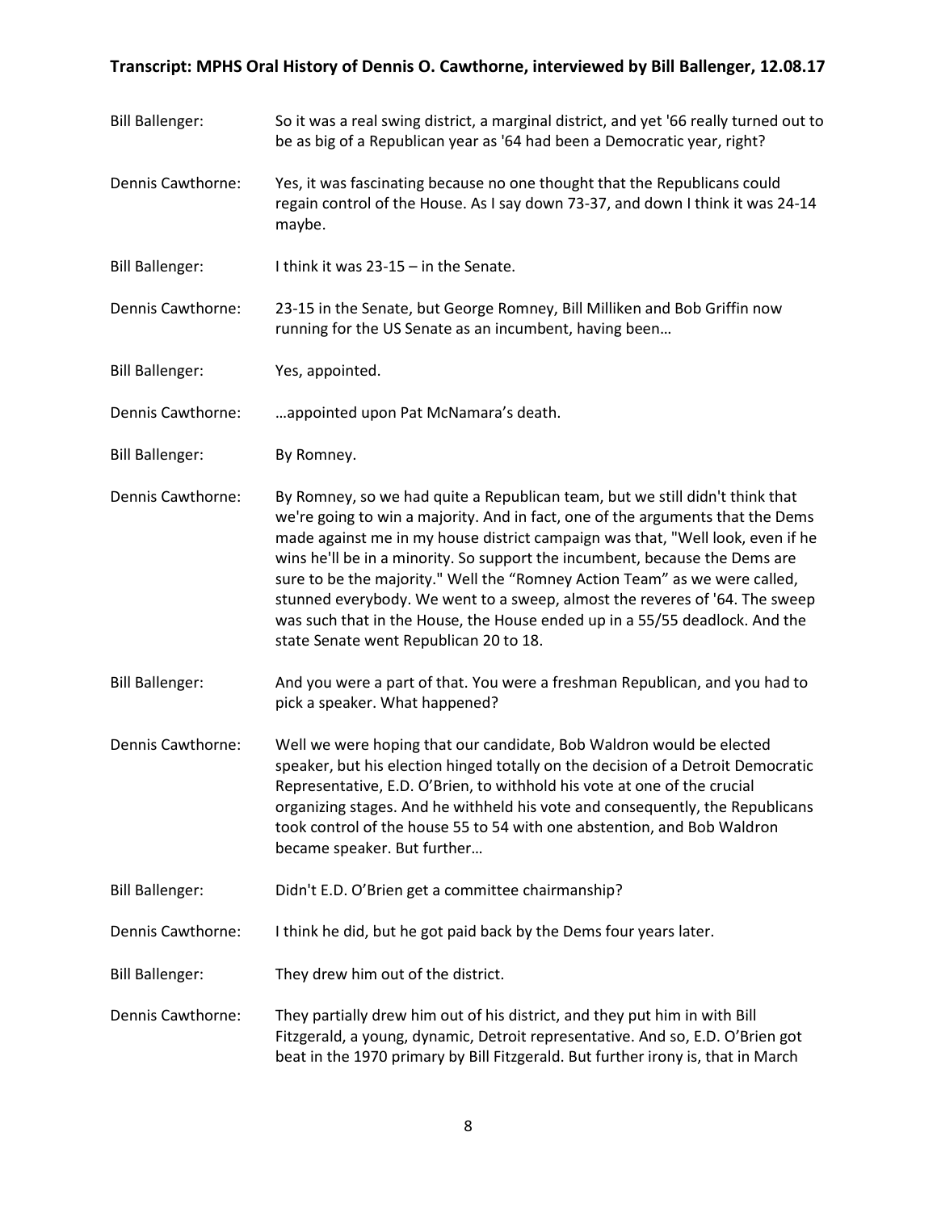**Bill Ballenger:** So it was a real swing district, a marginal district, and yet '66 really turned out to be as big of a Republican year as '64 had been a Democratic year, right?

**Dennis Cawthorne:** Yes, it was fascinating because no one thought that the Republicans could regain control of the House. As I say down 73-37, and down I think it was 24-14 maybe.

**Bill Ballenger:** I think it was 23-15 – in the Senate.

**Dennis Cawthorne:** 23-15 in the Senate, but George Romney, Bill Milliken and Bob Griffin now running for the US Senate as an incumbent, having been…

**Bill Ballenger:** Yes, appointed.

**Dennis Cawthorne:** …appointed upon Pat McNamara's death.

**Bill Ballenger:** By Romney.

**Dennis Cawthorne:** By Romney, so we had quite a Republican team, but we still didn't think that we're going to win a majority. And in fact, one of the arguments that the Dems made against me in my house district campaign was that, "Well look, even if he wins he'll be in a minority. So support the incumbent, because the Dems are sure to be the majority." Well the "Romney Action Team" as we were called, stunned everybody. We went to a sweep, almost the reveres of '64. The sweep was such that in the House, the House ended up in a 55/55 deadlock. And the state Senate went Republican 20 to 18.

**Bill Ballenger:** And you were a part of that. You were a freshman Republican, and you had to pick a speaker. What happened?

**Dennis Cawthorne:** Well we were hoping that our candidate, Bob Waldron would be elected speaker, but his election hinged totally on the decision of a Detroit Democratic Representative, E.D. O'Brien, to withhold his vote at one of the crucial organizing stages. And he withheld his vote and consequently, the Republicans took control of the house 55 to 54 with one abstention, and Bob Waldron became speaker. But further…

**Bill Ballenger:** Didn't E.D. O'Brien get a committee chairmanship?

**Dennis Cawthorne:** I think he did, but he got paid back by the Dems four years later.

**Bill Ballenger:** They drew him out of the district.

**Dennis Cawthorne:** They partially drew him out of his district, and they put him in with Bill Fitzgerald, a young, dynamic, Detroit representative. And so, E.D. O'Brien got beat in the 1970 primary by Bill Fitzgerald. But further irony is, that in March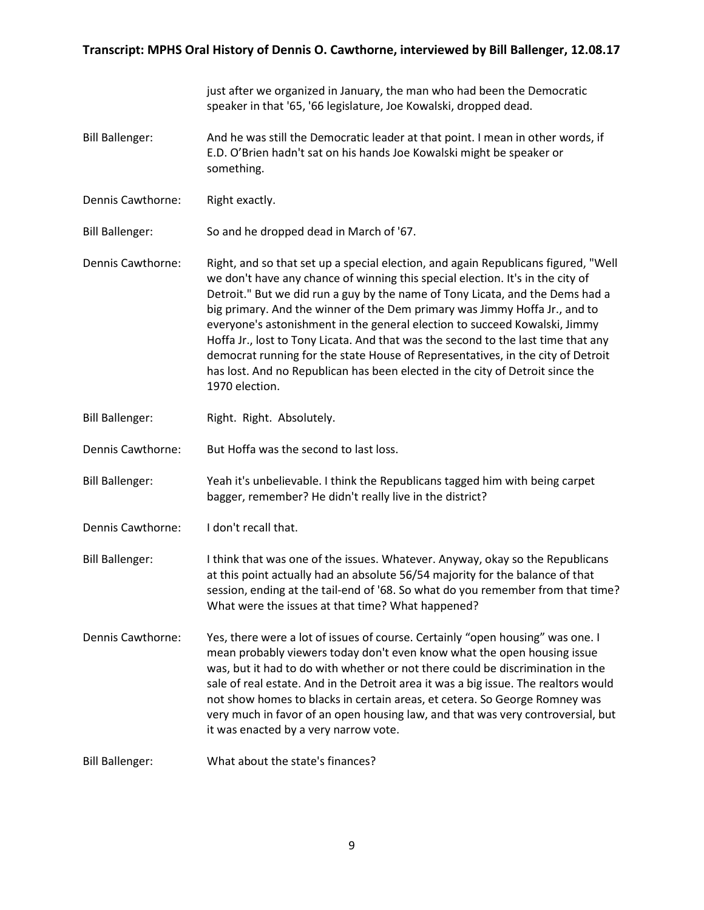just after we organized in January, the man who had been the Democratic speaker in that '65, '66 legislature, Joe Kowalski, dropped dead.

**Bill Ballenger:** And he was still the Democratic leader at that point. I mean in other words, if E.D. O'Brien hadn't sat on his hands Joe Kowalski might be speaker or something.

**Dennis Cawthorne:** Right exactly.

**Bill Ballenger:** So and he dropped dead in March of '67.

**Dennis Cawthorne:** Right, and so that set up a special election, and again Republicans figured, "Well we don't have any chance of winning this special election. It's in the city of Detroit." But we did run a guy by the name of Tony Licata, and the Dems had a big primary. And the winner of the Dem primary was Jimmy Hoffa Jr., and to everyone's astonishment in the general election to succeed Kowalski, Jimmy Hoffa Jr., lost to Tony Licata. And that was the second to the last time that any democrat running for the state House of Representatives, in the city of Detroit has lost. And no Republican has been elected in the city of Detroit since the 1970 election.

**Bill Ballenger:** Right. Right. Absolutely.

**Dennis Cawthorne:** But Hoffa was the second to last loss.

**Bill Ballenger:** Yeah it's unbelievable. I think the Republicans tagged him with being carpet bagger, remember? He didn't really live in the district?

**Dennis Cawthorne:** I don't recall that.

**Bill Ballenger:** I think that was one of the issues. Whatever. Anyway, okay so the Republicans at this point actually had an absolute 56/54 majority for the balance of that session, ending at the tail-end of '68. So what do you remember from that time? What were the issues at that time? What happened?

**Dennis Cawthorne:** Yes, there were a lot of issues of course. Certainly "open housing" was one. I mean probably viewers today don't even know what the open housing issue was, but it had to do with whether or not there could be discrimination in the sale of real estate. And in the Detroit area it was a big issue. The realtors would not show homes to blacks in certain areas, et cetera. So George Romney was very much in favor of an open housing law, and that was very controversial, but it was enacted by a very narrow vote.

**Bill Ballenger:** What about the state's finances?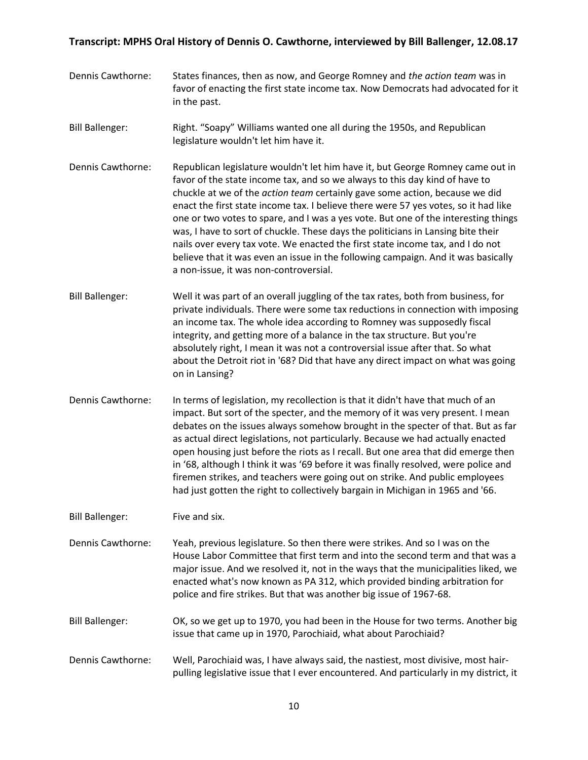Dennis Cawthorne: States finances, then as now, and George Romney and *the action team* was in favor of enacting the first state income tax. Now Democrats had advocated for it in the past.

Bill Ballenger: Right. "Soapy" Williams wanted one all during the 1950s, and Republican legislature wouldn't let him have it.

Dennis Cawthorne: Republican legislature wouldn't let him have it, but George Romney came out in favor of the state income tax, and so we always to this day kind of have to chuckle at we of the *action team* certainly gave some action, because we did enact the first state income tax. I believe there were 57 yes votes, so it had like one or two votes to spare, and I was a yes vote. But one of the interesting things was, I have to sort of chuckle. These days the politicians in Lansing bite their nails over every tax vote. We enacted the first state income tax, and I do not believe that it was even an issue in the following campaign. And it was basically a non-issue, it was non-controversial.

Bill Ballenger: Well it was part of an overall juggling of the tax rates, both from business, for private individuals. There were some tax reductions in connection with imposing an income tax. The whole idea according to Romney was supposedly fiscal integrity, and getting more of a balance in the tax structure. But you're absolutely right, I mean it was not a controversial issue after that. So what about the Detroit riot in '68? Did that have any direct impact on what was going on in Lansing?

Dennis Cawthorne: In terms of legislation, my recollection is that it didn't have that much of an impact. But sort of the specter, and the memory of it was very present. I mean debates on the issues always somehow brought in the specter of that. But as far as actual direct legislations, not particularly. Because we had actually enacted open housing just before the riots as I recall. But one area that did emerge then in '68, although I think it was '69 before it was finally resolved, were police and firemen strikes, and teachers were going out on strike. And public employees had just gotten the right to collectively bargain in Michigan in 1965 and '66.

Bill Ballenger: Five and six.

Dennis Cawthorne: Yeah, previous legislature. So then there were strikes. And so I was on the House Labor Committee that first term and into the second term and that was a major issue. And we resolved it, not in the ways that the municipalities liked, we enacted what's now known as PA 312, which provided binding arbitration for police and fire strikes. But that was another big issue of 1967-68.

Bill Ballenger: OK, so we get up to 1970, you had been in the House for two terms. Another big issue that came up in 1970, Parochiaid, what about Parochiaid?

Dennis Cawthorne: Well, Parochiaid was, I have always said, the nastiest, most divisive, most hair-pulling legislative issue that I ever encountered. And particularly in my district, it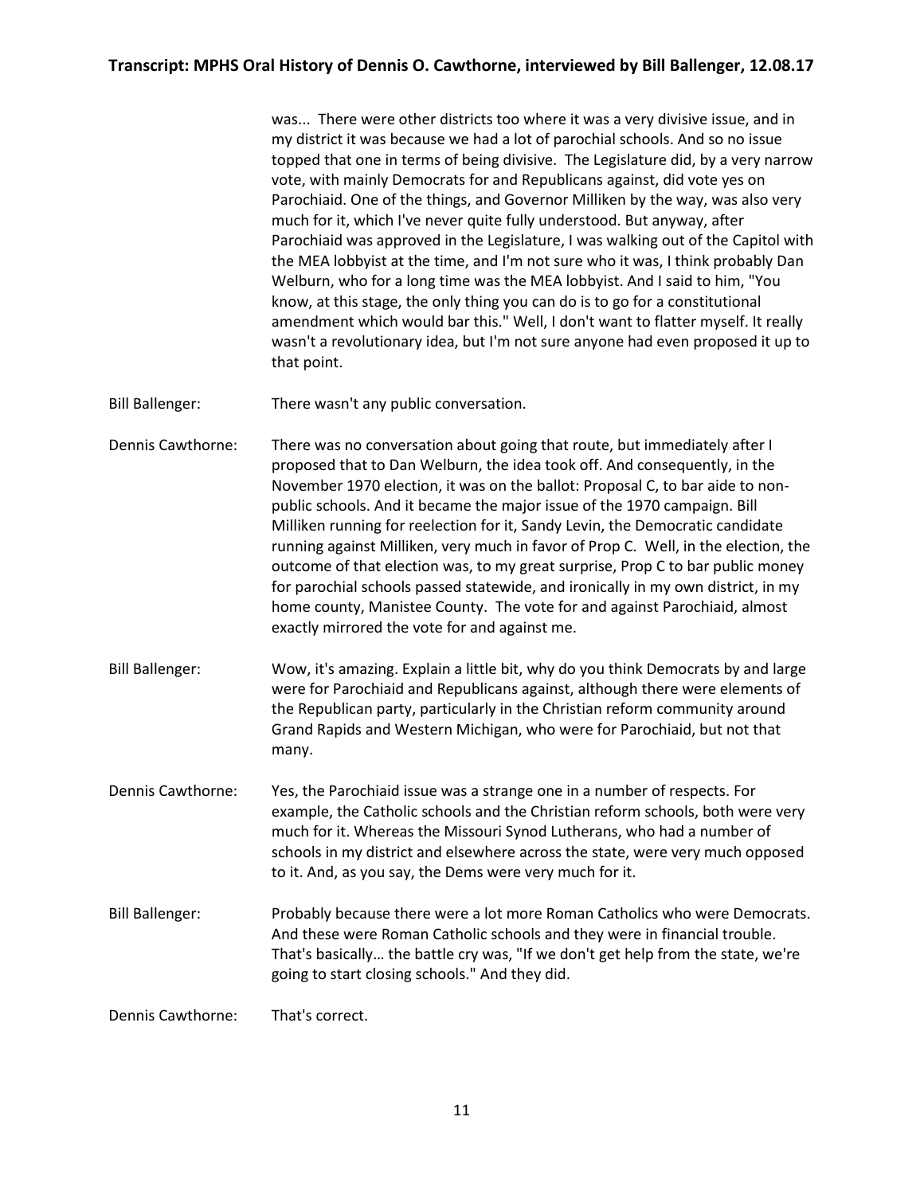was... There were other districts too where it was a very divisive issue, and in my district it was because we had a lot of parochial schools. And so no issue topped that one in terms of being divisive. The Legislature did, by a very narrow vote, with mainly Democrats for and Republicans against, did vote yes on Parochiaid. One of the things, and Governor Milliken by the way, was also very much for it, which I've never quite fully understood. But anyway, after Parochiaid was approved in the Legislature, I was walking out of the Capitol with the MEA lobbyist at the time, and I'm not sure who it was, I think probably Dan Welburn, who for a long time was the MEA lobbyist. And I said to him, "You know, at this stage, the only thing you can do is to go for a constitutional amendment which would bar this." Well, I don't want to flatter myself. It really wasn't a revolutionary idea, but I'm not sure anyone had even proposed it up to that point.

Bill Ballenger: There wasn't any public conversation.

Dennis Cawthorne: There was no conversation about going that route, but immediately after I proposed that to Dan Welburn, the idea took off. And consequently, in the November 1970 election, it was on the ballot: Proposal C, to bar aide to non-public schools. And it became the major issue of the 1970 campaign. Bill Milliken running for reelection for it, Sandy Levin, the Democratic candidate running against Milliken, very much in favor of Prop C. Well, in the election, the outcome of that election was, to my great surprise, Prop C to bar public money for parochial schools passed statewide, and ironically in my own district, in my home county, Manistee County. The vote for and against Parochiaid, almost exactly mirrored the vote for and against me.

Bill Ballenger: Wow, it's amazing. Explain a little bit, why do you think Democrats by and large were for Parochiaid and Republicans against, although there were elements of the Republican party, particularly in the Christian reform community around Grand Rapids and Western Michigan, who were for Parochiaid, but not that many.

Dennis Cawthorne: Yes, the Parochiaid issue was a strange one in a number of respects. For example, the Catholic schools and the Christian reform schools, both were very much for it. Whereas the Missouri Synod Lutherans, who had a number of schools in my district and elsewhere across the state, were very much opposed to it. And, as you say, the Dems were very much for it.

Bill Ballenger: Probably because there were a lot more Roman Catholics who were Democrats. And these were Roman Catholic schools and they were in financial trouble. That's basically… the battle cry was, "If we don't get help from the state, we're going to start closing schools." And they did.

Dennis Cawthorne: That's correct.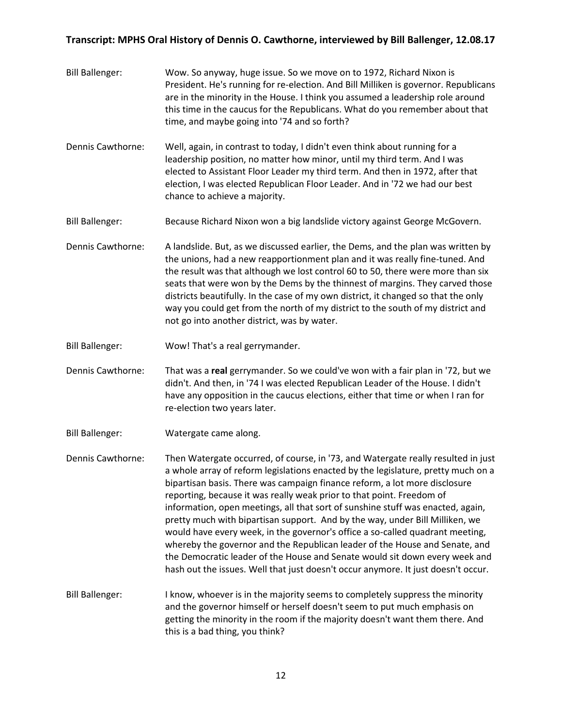Bill Ballenger: Wow. So anyway, huge issue. So we move on to 1972, Richard Nixon is President. He's running for re-election. And Bill Milliken is governor. Republicans are in the minority in the House. I think you assumed a leadership role around this time in the caucus for the Republicans. What do you remember about that time, and maybe going into '74 and so forth?

Dennis Cawthorne: Well, again, in contrast to today, I didn't even think about running for a leadership position, no matter how minor, until my third term. And I was elected to Assistant Floor Leader my third term. And then in 1972, after that election, I was elected Republican Floor Leader. And in '72 we had our best chance to achieve a majority.

Bill Ballenger: Because Richard Nixon won a big landslide victory against George McGovern.

Dennis Cawthorne: A landslide. But, as we discussed earlier, the Dems, and the plan was written by the unions, had a new reapportionment plan and it was really fine-tuned. And the result was that although we lost control 60 to 50, there were more than six seats that were won by the Dems by the thinnest of margins. They carved those districts beautifully. In the case of my own district, it changed so that the only way you could get from the north of my district to the south of my district and not go into another district, was by water.

Bill Ballenger: Wow! That's a real gerrymander.

Dennis Cawthorne: That was a **real** gerrymander. So we could've won with a fair plan in '72, but we didn't. And then, in '74 I was elected Republican Leader of the House. I didn't have any opposition in the caucus elections, either that time or when I ran for re-election two years later.

Bill Ballenger: Watergate came along.

Dennis Cawthorne: Then Watergate occurred, of course, in '73, and Watergate really resulted in just a whole array of reform legislations enacted by the legislature, pretty much on a bipartisan basis. There was campaign finance reform, a lot more disclosure reporting, because it was really weak prior to that point. Freedom of information, open meetings, all that sort of sunshine stuff was enacted, again, pretty much with bipartisan support. And by the way, under Bill Milliken, we would have every week, in the governor's office a so-called quadrant meeting, whereby the governor and the Republican leader of the House and Senate, and the Democratic leader of the House and Senate would sit down every week and hash out the issues. Well that just doesn't occur anymore. It just doesn't occur.

Bill Ballenger: I know, whoever is in the majority seems to completely suppress the minority and the governor himself or herself doesn't seem to put much emphasis on getting the minority in the room if the majority doesn't want them there. And this is a bad thing, you think?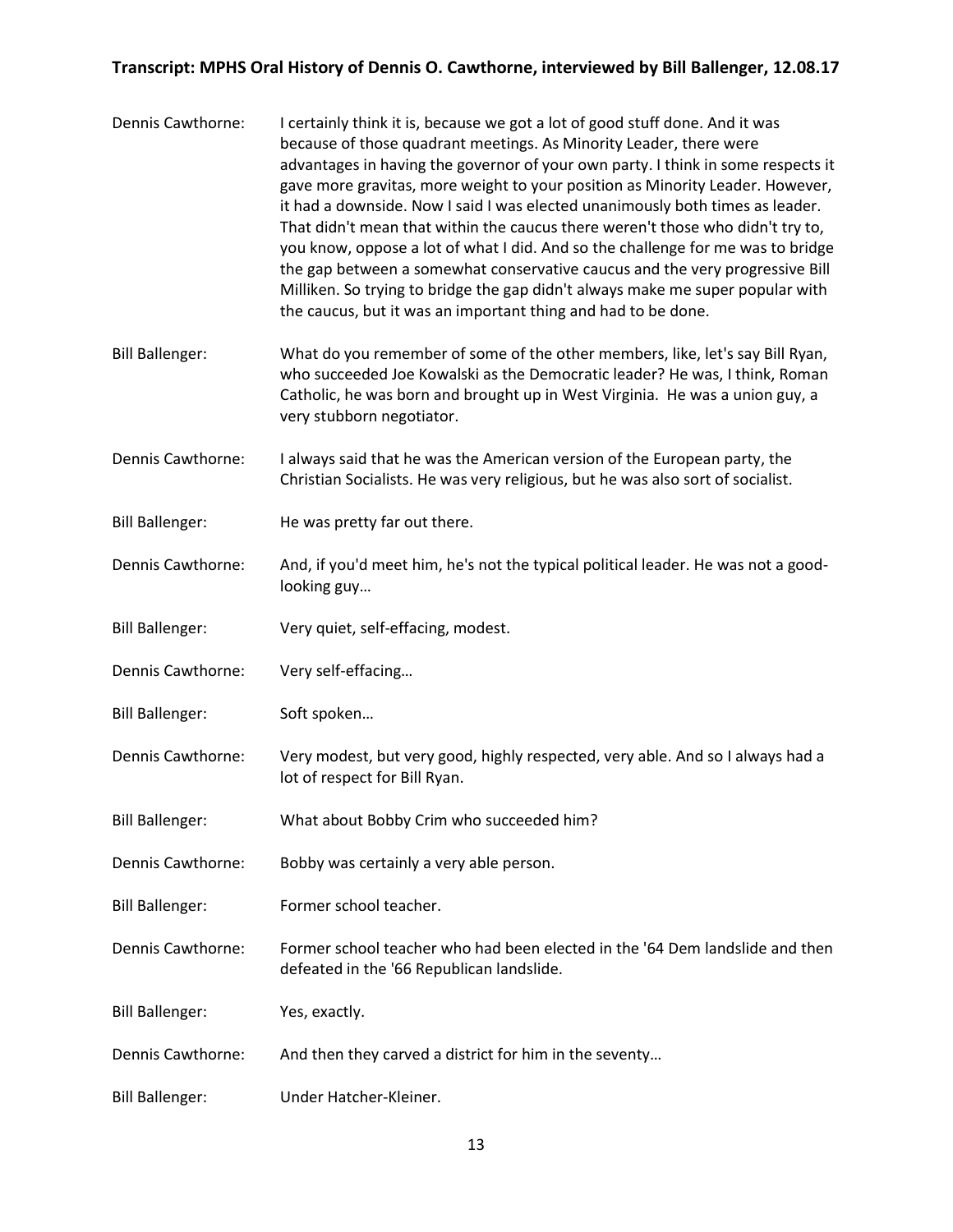**Dennis Cawthorne:** I certainly think it is, because we got a lot of good stuff done. And it was because of those quadrant meetings. As Minority Leader, there were advantages in having the governor of your own party. I think in some respects it gave more gravitas, more weight to your position as Minority Leader. However, it had a downside. Now I said I was elected unanimously both times as leader. That didn't mean that within the caucus there weren't those who didn't try to, you know, oppose a lot of what I did. And so the challenge for me was to bridge the gap between a somewhat conservative caucus and the very progressive Bill Milliken. So trying to bridge the gap didn't always make me super popular with the caucus, but it was an important thing and had to be done.

**Bill Ballenger:** What do you remember of some of the other members, like, let's say Bill Ryan, who succeeded Joe Kowalski as the Democratic leader? He was, I think, Roman Catholic, he was born and brought up in West Virginia. He was a union guy, a very stubborn negotiator.

**Dennis Cawthorne:** I always said that he was the American version of the European party, the Christian Socialists. He was very religious, but he was also sort of socialist.

**Bill Ballenger:** He was pretty far out there.

**Dennis Cawthorne:** And, if you'd meet him, he's not the typical political leader. He was not a good-looking guy…

**Bill Ballenger:** Very quiet, self-effacing, modest.

**Dennis Cawthorne:** Very self-effacing…

**Bill Ballenger:** Soft spoken…

**Dennis Cawthorne:** Very modest, but very good, highly respected, very able. And so I always had a lot of respect for Bill Ryan.

**Bill Ballenger:** What about Bobby Crim who succeeded him?

**Dennis Cawthorne:** Bobby was certainly a very able person.

**Bill Ballenger:** Former school teacher.

**Dennis Cawthorne:** Former school teacher who had been elected in the '64 Dem landslide and then defeated in the '66 Republican landslide.

**Bill Ballenger:** Yes, exactly.

**Dennis Cawthorne:** And then they carved a district for him in the seventy…

**Bill Ballenger:** Under Hatcher-Kleiner.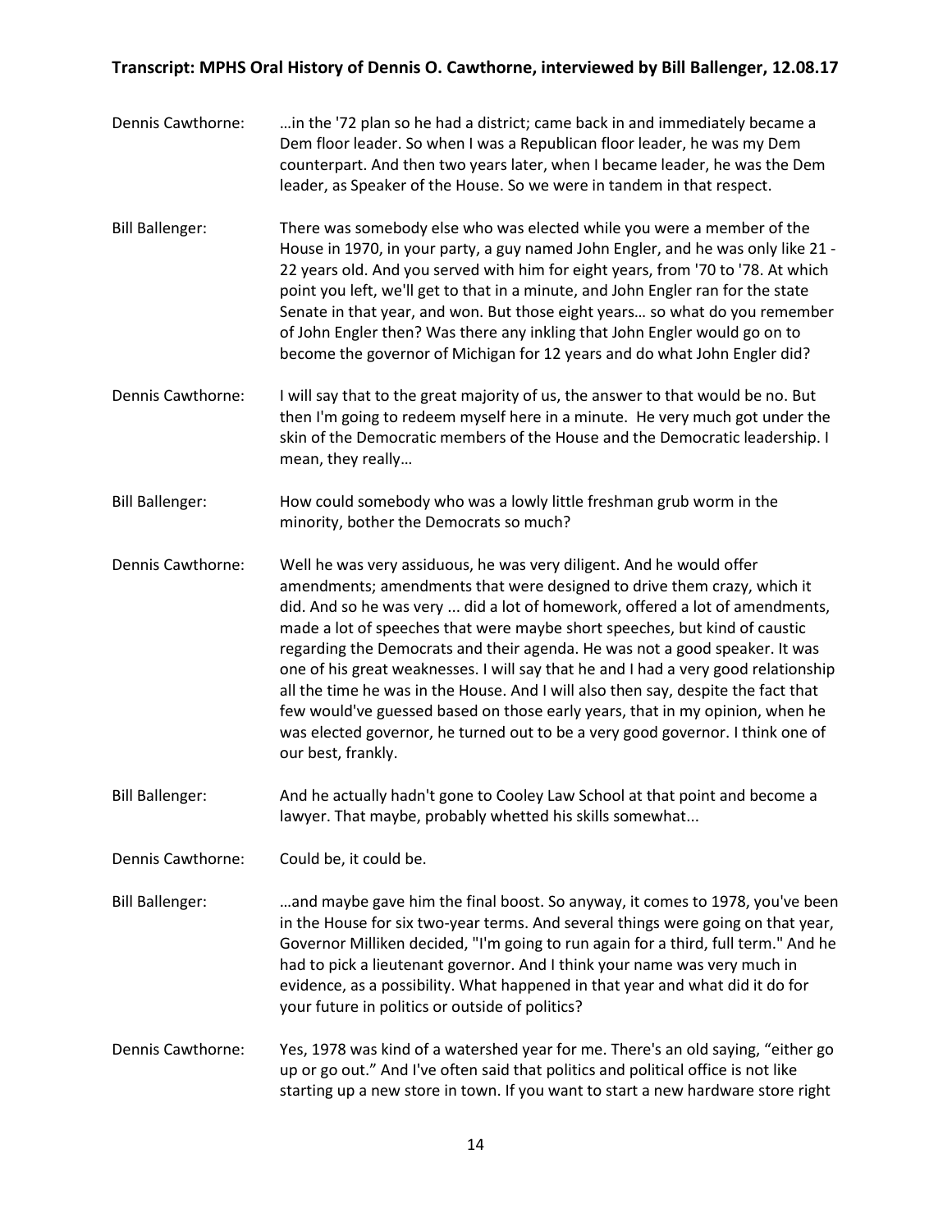Dennis Cawthorne: …in the '72 plan so he had a district; came back in and immediately became a Dem floor leader. So when I was a Republican floor leader, he was my Dem counterpart. And then two years later, when I became leader, he was the Dem leader, as Speaker of the House. So we were in tandem in that respect.

Bill Ballenger: There was somebody else who was elected while you were a member of the House in 1970, in your party, a guy named John Engler, and he was only like 21 - 22 years old. And you served with him for eight years, from '70 to '78. At which point you left, we'll get to that in a minute, and John Engler ran for the state Senate in that year, and won. But those eight years… so what do you remember of John Engler then? Was there any inkling that John Engler would go on to become the governor of Michigan for 12 years and do what John Engler did?

Dennis Cawthorne: I will say that to the great majority of us, the answer to that would be no. But then I'm going to redeem myself here in a minute. He very much got under the skin of the Democratic members of the House and the Democratic leadership. I mean, they really…

Bill Ballenger: How could somebody who was a lowly little freshman grub worm in the minority, bother the Democrats so much?

Dennis Cawthorne: Well he was very assiduous, he was very diligent. And he would offer amendments; amendments that were designed to drive them crazy, which it did. And so he was very ... did a lot of homework, offered a lot of amendments, made a lot of speeches that were maybe short speeches, but kind of caustic regarding the Democrats and their agenda. He was not a good speaker. It was one of his great weaknesses. I will say that he and I had a very good relationship all the time he was in the House. And I will also then say, despite the fact that few would've guessed based on those early years, that in my opinion, when he was elected governor, he turned out to be a very good governor. I think one of our best, frankly.

Bill Ballenger: And he actually hadn't gone to Cooley Law School at that point and become a lawyer. That maybe, probably whetted his skills somewhat...

Dennis Cawthorne: Could be, it could be.

Bill Ballenger: …and maybe gave him the final boost. So anyway, it comes to 1978, you've been in the House for six two-year terms. And several things were going on that year, Governor Milliken decided, "I'm going to run again for a third, full term." And he had to pick a lieutenant governor. And I think your name was very much in evidence, as a possibility. What happened in that year and what did it do for your future in politics or outside of politics?

Dennis Cawthorne: Yes, 1978 was kind of a watershed year for me. There's an old saying, "either go up or go out." And I've often said that politics and political office is not like starting up a new store in town. If you want to start a new hardware store right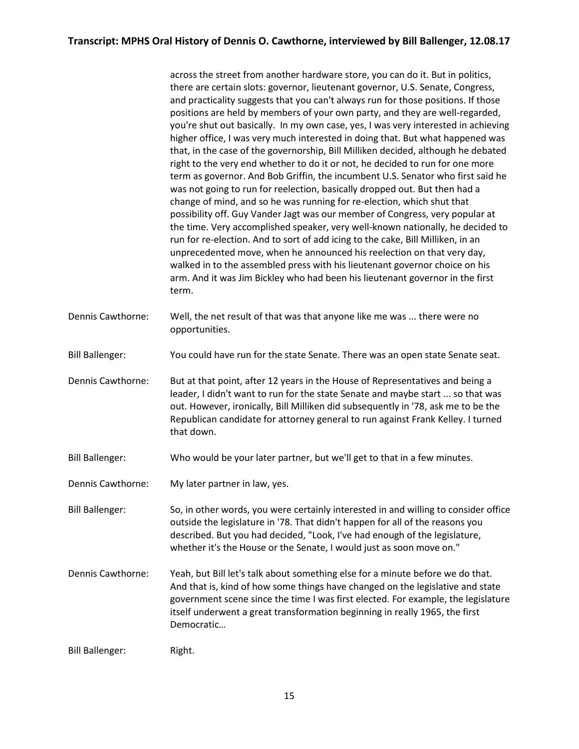across the street from another hardware store, you can do it. But in politics, there are certain slots: governor, lieutenant governor, U.S. Senate, Congress, and practicality suggests that you can't always run for those positions. If those positions are held by members of your own party, and they are well-regarded, you're shut out basically. In my own case, yes, I was very interested in achieving higher office, I was very much interested in doing that. But what happened was that, in the case of the governorship, Bill Milliken decided, although he debated right to the very end whether to do it or not, he decided to run for one more term as governor. And Bob Griffin, the incumbent U.S. Senator who first said he was not going to run for reelection, basically dropped out. But then had a change of mind, and so he was running for re-election, which shut that possibility off. Guy Vander Jagt was our member of Congress, very popular at the time. Very accomplished speaker, very well-known nationally, he decided to run for re-election. And to sort of add icing to the cake, Bill Milliken, in an unprecedented move, when he announced his reelection on that very day, walked in to the assembled press with his lieutenant governor choice on his arm. And it was Jim Bickley who had been his lieutenant governor in the first term.

Dennis Cawthorne: Well, the net result of that was that anyone like me was ... there were no opportunities.

Bill Ballenger: You could have run for the state Senate. There was an open state Senate seat.

Dennis Cawthorne: But at that point, after 12 years in the House of Representatives and being a leader, I didn't want to run for the state Senate and maybe start ... so that was out. However, ironically, Bill Milliken did subsequently in '78, ask me to be the Republican candidate for attorney general to run against Frank Kelley. I turned that down.

Bill Ballenger: Who would be your later partner, but we'll get to that in a few minutes.

Dennis Cawthorne: My later partner in law, yes.

Bill Ballenger: So, in other words, you were certainly interested in and willing to consider office outside the legislature in '78. That didn't happen for all of the reasons you described. But you had decided, "Look, I've had enough of the legislature, whether it's the House or the Senate, I would just as soon move on."

Dennis Cawthorne: Yeah, but Bill let's talk about something else for a minute before we do that. And that is, kind of how some things have changed on the legislative and state government scene since the time I was first elected. For example, the legislature itself underwent a great transformation beginning in really 1965, the first Democratic…

Bill Ballenger: Right.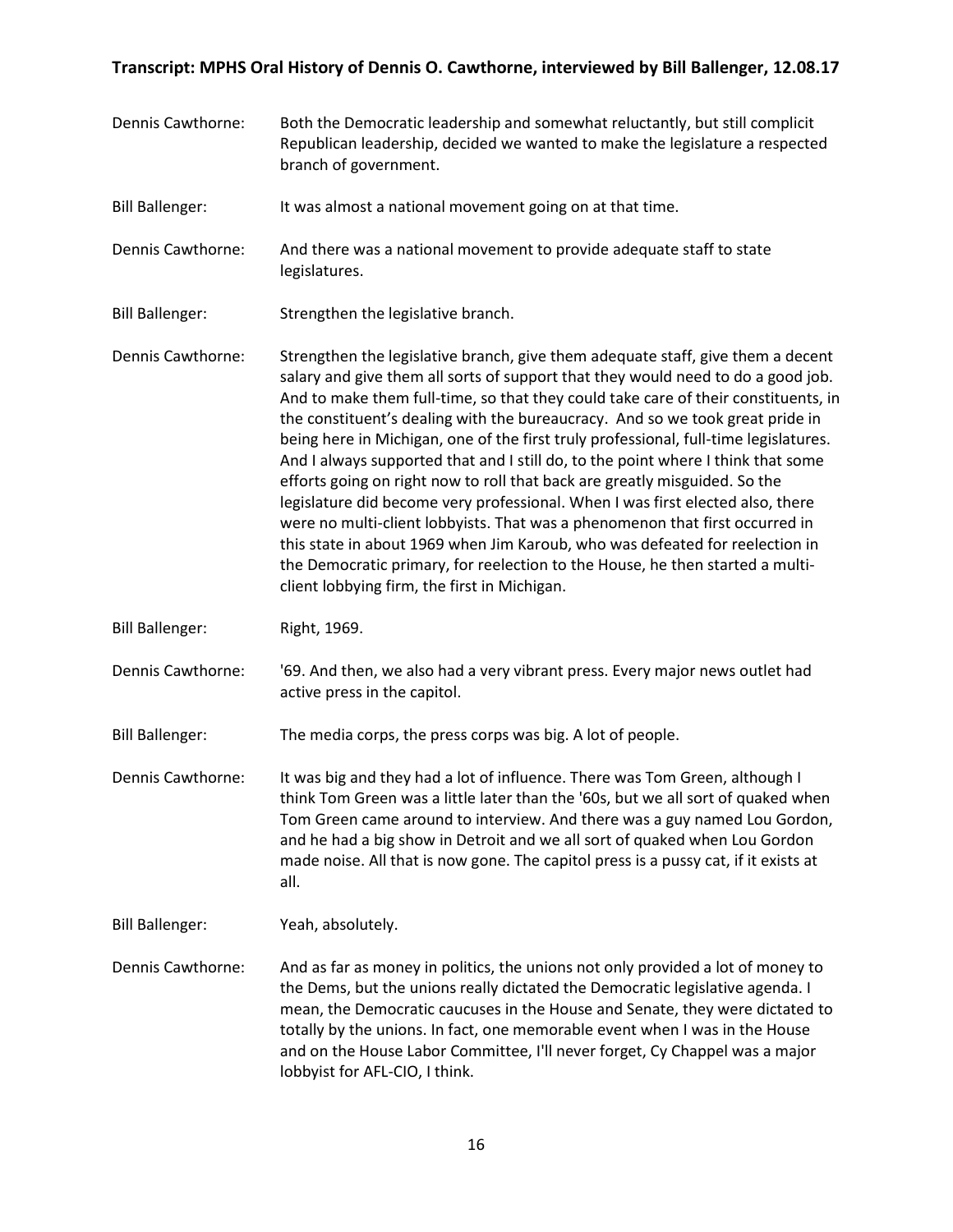**Dennis Cawthorne:** Both the Democratic leadership and somewhat reluctantly, but still complicit Republican leadership, decided we wanted to make the legislature a respected branch of government.

**Bill Ballenger:** It was almost a national movement going on at that time.

**Dennis Cawthorne:** And there was a national movement to provide adequate staff to state legislatures.

**Bill Ballenger:** Strengthen the legislative branch.

**Dennis Cawthorne:** Strengthen the legislative branch, give them adequate staff, give them a decent salary and give them all sorts of support that they would need to do a good job. And to make them full-time, so that they could take care of their constituents, in the constituent's dealing with the bureaucracy. And so we took great pride in being here in Michigan, one of the first truly professional, full-time legislatures. And I always supported that and I still do, to the point where I think that some efforts going on right now to roll that back are greatly misguided. So the legislature did become very professional. When I was first elected also, there were no multi-client lobbyists. That was a phenomenon that first occurred in this state in about 1969 when Jim Karoub, who was defeated for reelection in the Democratic primary, for reelection to the House, he then started a multi-client lobbying firm, the first in Michigan.

**Bill Ballenger:** Right, 1969.

**Dennis Cawthorne:** '69. And then, we also had a very vibrant press. Every major news outlet had active press in the capitol.

**Bill Ballenger:** The media corps, the press corps was big. A lot of people.

**Dennis Cawthorne:** It was big and they had a lot of influence. There was Tom Green, although I think Tom Green was a little later than the '60s, but we all sort of quaked when Tom Green came around to interview. And there was a guy named Lou Gordon, and he had a big show in Detroit and we all sort of quaked when Lou Gordon made noise. All that is now gone. The capitol press is a pussy cat, if it exists at all.

**Bill Ballenger:** Yeah, absolutely.

**Dennis Cawthorne:** And as far as money in politics, the unions not only provided a lot of money to the Dems, but the unions really dictated the Democratic legislative agenda. I mean, the Democratic caucuses in the House and Senate, they were dictated to totally by the unions. In fact, one memorable event when I was in the House and on the House Labor Committee, I'll never forget, Cy Chappel was a major lobbyist for AFL-CIO, I think.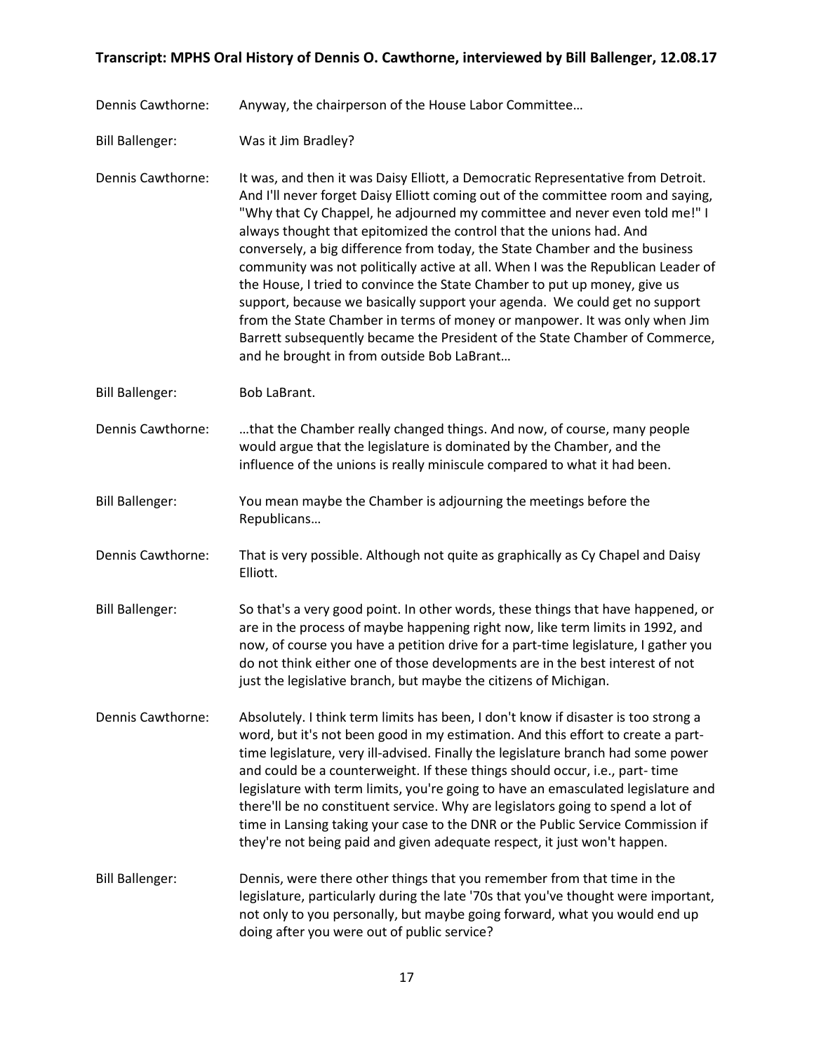Dennis Cawthorne: Anyway, the chairperson of the House Labor Committee…

Bill Ballenger: Was it Jim Bradley?

Dennis Cawthorne: It was, and then it was Daisy Elliott, a Democratic Representative from Detroit. And I'll never forget Daisy Elliott coming out of the committee room and saying, "Why that Cy Chappel, he adjourned my committee and never even told me!" I always thought that epitomized the control that the unions had. And conversely, a big difference from today, the State Chamber and the business community was not politically active at all. When I was the Republican Leader of the House, I tried to convince the State Chamber to put up money, give us support, because we basically support your agenda. We could get no support from the State Chamber in terms of money or manpower. It was only when Jim Barrett subsequently became the President of the State Chamber of Commerce, and he brought in from outside Bob LaBrant…

Bill Ballenger: Bob LaBrant.

Dennis Cawthorne: …that the Chamber really changed things. And now, of course, many people would argue that the legislature is dominated by the Chamber, and the influence of the unions is really miniscule compared to what it had been.

Bill Ballenger: You mean maybe the Chamber is adjourning the meetings before the Republicans…

Dennis Cawthorne: That is very possible. Although not quite as graphically as Cy Chapel and Daisy Elliott.

Bill Ballenger: So that's a very good point. In other words, these things that have happened, or are in the process of maybe happening right now, like term limits in 1992, and now, of course you have a petition drive for a part-time legislature, I gather you do not think either one of those developments are in the best interest of not just the legislative branch, but maybe the citizens of Michigan.

Dennis Cawthorne: Absolutely. I think term limits has been, I don't know if disaster is too strong a word, but it's not been good in my estimation. And this effort to create a part-time legislature, very ill-advised. Finally the legislature branch had some power and could be a counterweight. If these things should occur, i.e., part- time legislature with term limits, you're going to have an emasculated legislature and there'll be no constituent service. Why are legislators going to spend a lot of time in Lansing taking your case to the DNR or the Public Service Commission if they're not being paid and given adequate respect, it just won't happen.

Bill Ballenger: Dennis, were there other things that you remember from that time in the legislature, particularly during the late '70s that you've thought were important, not only to you personally, but maybe going forward, what you would end up doing after you were out of public service?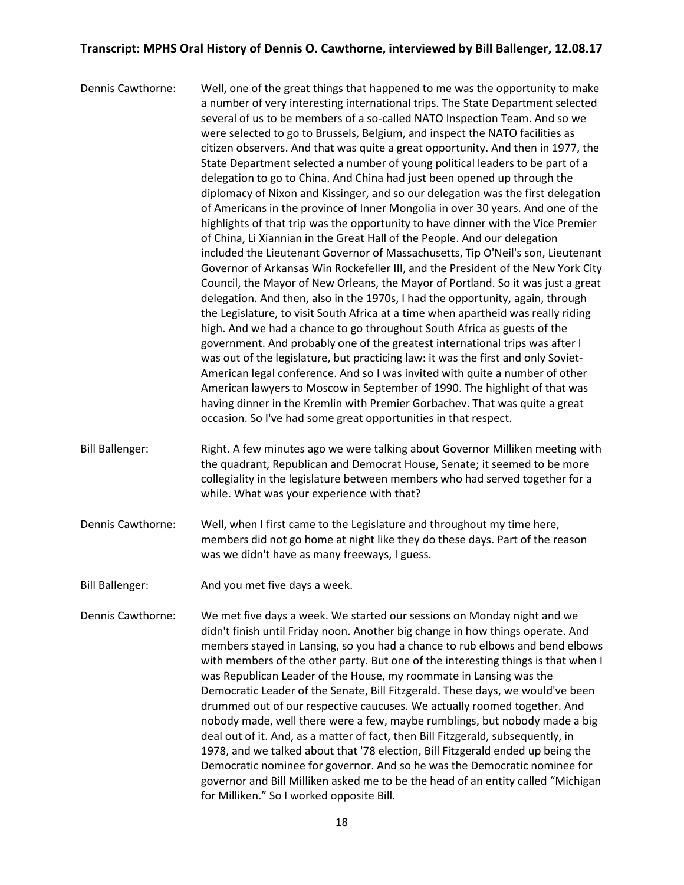Dennis Cawthorne: Well, one of the great things that happened to me was the opportunity to make a number of very interesting international trips. The State Department selected several of us to be members of a so-called NATO Inspection Team. And so we were selected to go to Brussels, Belgium, and inspect the NATO facilities as citizen observers. And that was quite a great opportunity. And then in 1977, the State Department selected a number of young political leaders to be part of a delegation to go to China. And China had just been opened up through the diplomacy of Nixon and Kissinger, and so our delegation was the first delegation of Americans in the province of Inner Mongolia in over 30 years. And one of the highlights of that trip was the opportunity to have dinner with the Vice Premier of China, Li Xiannian in the Great Hall of the People. And our delegation included the Lieutenant Governor of Massachusetts, Tip O'Neil's son, Lieutenant Governor of Arkansas Win Rockefeller III, and the President of the New York City Council, the Mayor of New Orleans, the Mayor of Portland. So it was just a great delegation. And then, also in the 1970s, I had the opportunity, again, through the Legislature, to visit South Africa at a time when apartheid was really riding high. And we had a chance to go throughout South Africa as guests of the government. And probably one of the greatest international trips was after I was out of the legislature, but practicing law: it was the first and only Soviet-American legal conference. And so I was invited with quite a number of other American lawyers to Moscow in September of 1990. The highlight of that was having dinner in the Kremlin with Premier Gorbachev. That was quite a great occasion. So I've had some great opportunities in that respect.

Bill Ballenger: Right. A few minutes ago we were talking about Governor Milliken meeting with the quadrant, Republican and Democrat House, Senate; it seemed to be more collegiality in the legislature between members who had served together for a while. What was your experience with that?

Dennis Cawthorne: Well, when I first came to the Legislature and throughout my time here, members did not go home at night like they do these days. Part of the reason was we didn't have as many freeways, I guess.

Bill Ballenger: And you met five days a week.

Dennis Cawthorne: We met five days a week. We started our sessions on Monday night and we didn't finish until Friday noon. Another big change in how things operate. And members stayed in Lansing, so you had a chance to rub elbows and bend elbows with members of the other party. But one of the interesting things is that when I was Republican Leader of the House, my roommate in Lansing was the Democratic Leader of the Senate, Bill Fitzgerald. These days, we would've been drummed out of our respective caucuses. We actually roomed together. And nobody made, well there were a few, maybe rumblings, but nobody made a big deal out of it. And, as a matter of fact, then Bill Fitzgerald, subsequently, in 1978, and we talked about that '78 election, Bill Fitzgerald ended up being the Democratic nominee for governor. And so he was the Democratic nominee for governor and Bill Milliken asked me to be the head of an entity called "Michigan for Milliken." So I worked opposite Bill.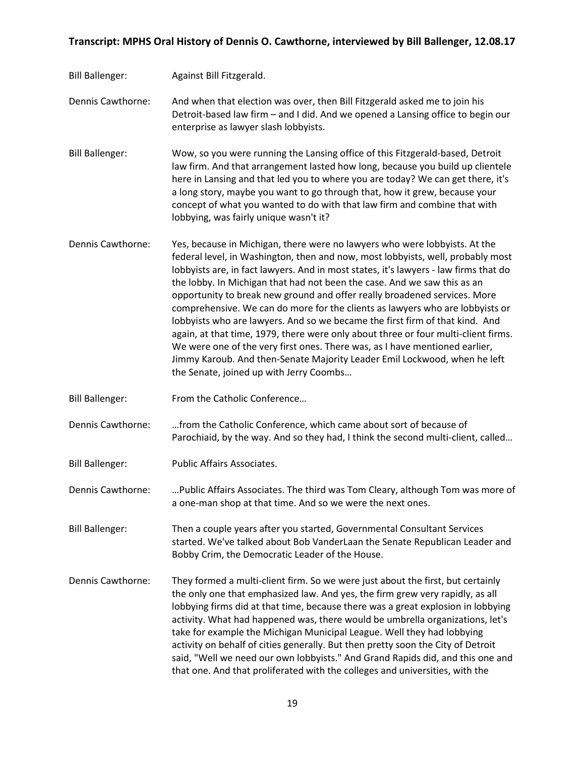Bill Ballenger: Against Bill Fitzgerald.

Dennis Cawthorne: And when that election was over, then Bill Fitzgerald asked me to join his Detroit-based law firm – and I did. And we opened a Lansing office to begin our enterprise as lawyer slash lobbyists.

Bill Ballenger: Wow, so you were running the Lansing office of this Fitzgerald-based, Detroit law firm. And that arrangement lasted how long, because you build up clientele here in Lansing and that led you to where you are today? We can get there, it's a long story, maybe you want to go through that, how it grew, because your concept of what you wanted to do with that law firm and combine that with lobbying, was fairly unique wasn't it?

Dennis Cawthorne: Yes, because in Michigan, there were no lawyers who were lobbyists. At the federal level, in Washington, then and now, most lobbyists, well, probably most lobbyists are, in fact lawyers. And in most states, it's lawyers - law firms that do the lobby. In Michigan that had not been the case. And we saw this as an opportunity to break new ground and offer really broadened services. More comprehensive. We can do more for the clients as lawyers who are lobbyists or lobbyists who are lawyers. And so we became the first firm of that kind. And again, at that time, 1979, there were only about three or four multi-client firms. We were one of the very first ones. There was, as I have mentioned earlier, Jimmy Karoub. And then-Senate Majority Leader Emil Lockwood, when he left the Senate, joined up with Jerry Coombs…

Bill Ballenger: From the Catholic Conference…

Dennis Cawthorne: …from the Catholic Conference, which came about sort of because of Parochiaid, by the way. And so they had, I think the second multi-client, called…

Bill Ballenger: Public Affairs Associates.

Dennis Cawthorne: …Public Affairs Associates. The third was Tom Cleary, although Tom was more of a one-man shop at that time. And so we were the next ones.

Bill Ballenger: Then a couple years after you started, Governmental Consultant Services started. We've talked about Bob VanderLaan the Senate Republican Leader and Bobby Crim, the Democratic Leader of the House.

Dennis Cawthorne: They formed a multi-client firm. So we were just about the first, but certainly the only one that emphasized law. And yes, the firm grew very rapidly, as all lobbying firms did at that time, because there was a great explosion in lobbying activity. What had happened was, there would be umbrella organizations, let's take for example the Michigan Municipal League. Well they had lobbying activity on behalf of cities generally. But then pretty soon the City of Detroit said, "Well we need our own lobbyists." And Grand Rapids did, and this one and that one. And that proliferated with the colleges and universities, with the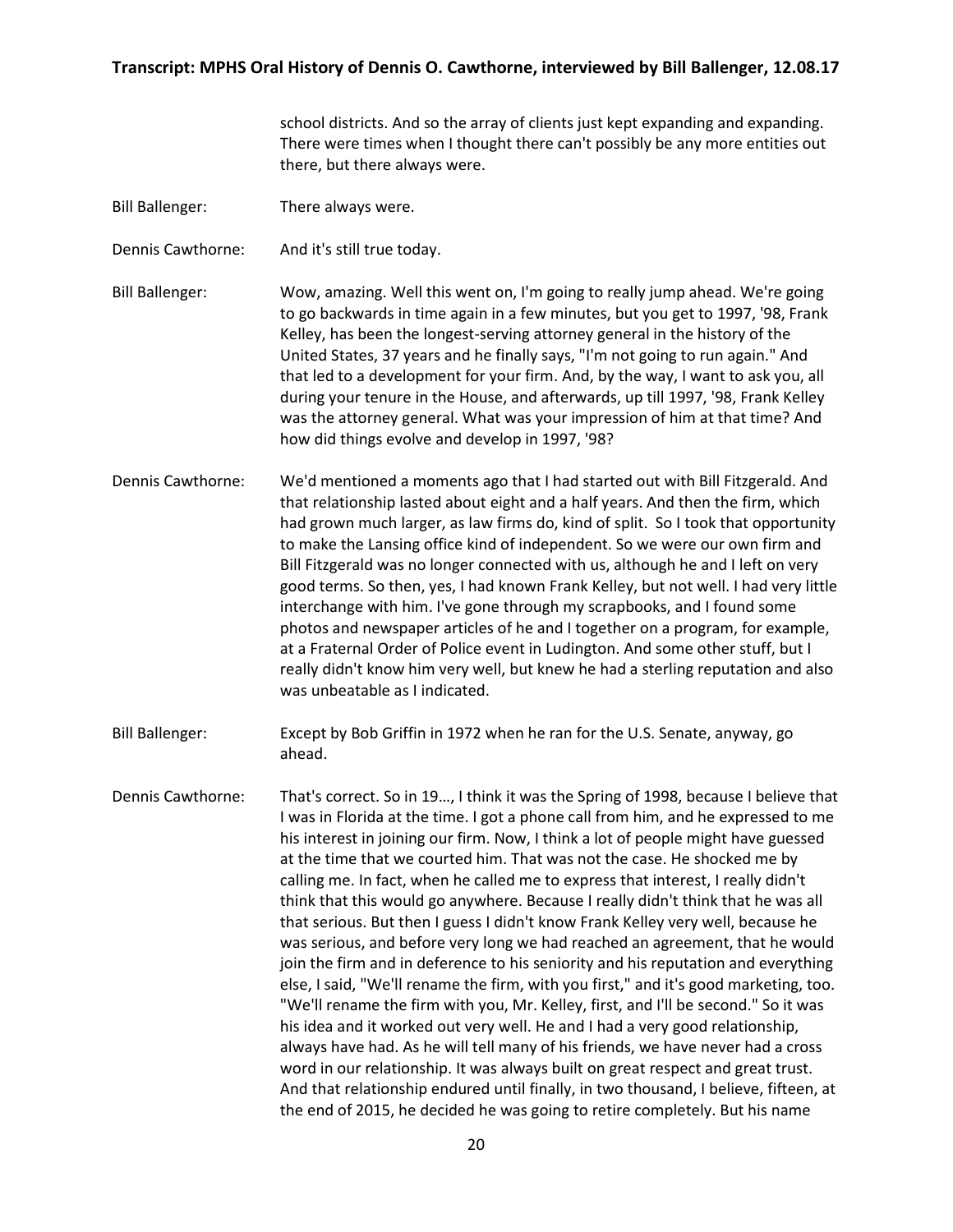school districts. And so the array of clients just kept expanding and expanding. There were times when I thought there can't possibly be any more entities out there, but there always were.

**Bill Ballenger:** There always were.

**Dennis Cawthorne:** And it's still true today.

**Bill Ballenger:** Wow, amazing. Well this went on, I'm going to really jump ahead. We're going to go backwards in time again in a few minutes, but you get to 1997, '98, Frank Kelley, has been the longest-serving attorney general in the history of the United States, 37 years and he finally says, "I'm not going to run again." And that led to a development for your firm. And, by the way, I want to ask you, all during your tenure in the House, and afterwards, up till 1997, '98, Frank Kelley was the attorney general. What was your impression of him at that time? And how did things evolve and develop in 1997, '98?

**Dennis Cawthorne:** We'd mentioned a moments ago that I had started out with Bill Fitzgerald. And that relationship lasted about eight and a half years. And then the firm, which had grown much larger, as law firms do, kind of split. So I took that opportunity to make the Lansing office kind of independent. So we were our own firm and Bill Fitzgerald was no longer connected with us, although he and I left on very good terms. So then, yes, I had known Frank Kelley, but not well. I had very little interchange with him. I've gone through my scrapbooks, and I found some photos and newspaper articles of he and I together on a program, for example, at a Fraternal Order of Police event in Ludington. And some other stuff, but I really didn't know him very well, but knew he had a sterling reputation and also was unbeatable as I indicated.

**Bill Ballenger:** Except by Bob Griffin in 1972 when he ran for the U.S. Senate, anyway, go ahead.

**Dennis Cawthorne:** That's correct. So in 19…, I think it was the Spring of 1998, because I believe that I was in Florida at the time. I got a phone call from him, and he expressed to me his interest in joining our firm. Now, I think a lot of people might have guessed at the time that we courted him. That was not the case. He shocked me by calling me. In fact, when he called me to express that interest, I really didn't think that this would go anywhere. Because I really didn't think that he was all that serious. But then I guess I didn't know Frank Kelley very well, because he was serious, and before very long we had reached an agreement, that he would join the firm and in deference to his seniority and his reputation and everything else, I said, "We'll rename the firm, with you first," and it's good marketing, too. "We'll rename the firm with you, Mr. Kelley, first, and I'll be second." So it was his idea and it worked out very well. He and I had a very good relationship, always have had. As he will tell many of his friends, we have never had a cross word in our relationship. It was always built on great respect and great trust. And that relationship endured until finally, in two thousand, I believe, fifteen, at the end of 2015, he decided he was going to retire completely. But his name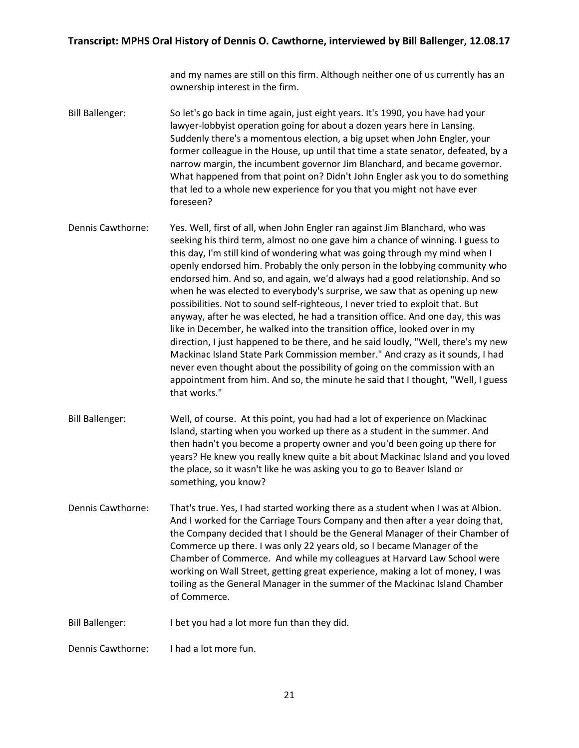and my names are still on this firm. Although neither one of us currently has an ownership interest in the firm.

**Bill Ballenger:** So let's go back in time again, just eight years. It's 1990, you have had your lawyer-lobbyist operation going for about a dozen years here in Lansing. Suddenly there's a momentous election, a big upset when John Engler, your former colleague in the House, up until that time a state senator, defeated, by a narrow margin, the incumbent governor Jim Blanchard, and became governor. What happened from that point on? Didn't John Engler ask you to do something that led to a whole new experience for you that you might not have ever foreseen?

**Dennis Cawthorne:** Yes. Well, first of all, when John Engler ran against Jim Blanchard, who was seeking his third term, almost no one gave him a chance of winning. I guess to this day, I'm still kind of wondering what was going through my mind when I openly endorsed him. Probably the only person in the lobbying community who endorsed him. And so, and again, we'd always had a good relationship. And so when he was elected to everybody's surprise, we saw that as opening up new possibilities. Not to sound self-righteous, I never tried to exploit that. But anyway, after he was elected, he had a transition office. And one day, this was like in December, he walked into the transition office, looked over in my direction, I just happened to be there, and he said loudly, "Well, there's my new Mackinac Island State Park Commission member." And crazy as it sounds, I had never even thought about the possibility of going on the commission with an appointment from him. And so, the minute he said that I thought, "Well, I guess that works."

**Bill Ballenger:** Well, of course. At this point, you had had a lot of experience on Mackinac Island, starting when you worked up there as a student in the summer. And then hadn't you become a property owner and you'd been going up there for years? He knew you really knew quite a bit about Mackinac Island and you loved the place, so it wasn't like he was asking you to go to Beaver Island or something, you know?

**Dennis Cawthorne:** That's true. Yes, I had started working there as a student when I was at Albion. And I worked for the Carriage Tours Company and then after a year doing that, the Company decided that I should be the General Manager of their Chamber of Commerce up there. I was only 22 years old, so I became Manager of the Chamber of Commerce. And while my colleagues at Harvard Law School were working on Wall Street, getting great experience, making a lot of money, I was toiling as the General Manager in the summer of the Mackinac Island Chamber of Commerce.

**Bill Ballenger:** I bet you had a lot more fun than they did.

**Dennis Cawthorne:** I had a lot more fun.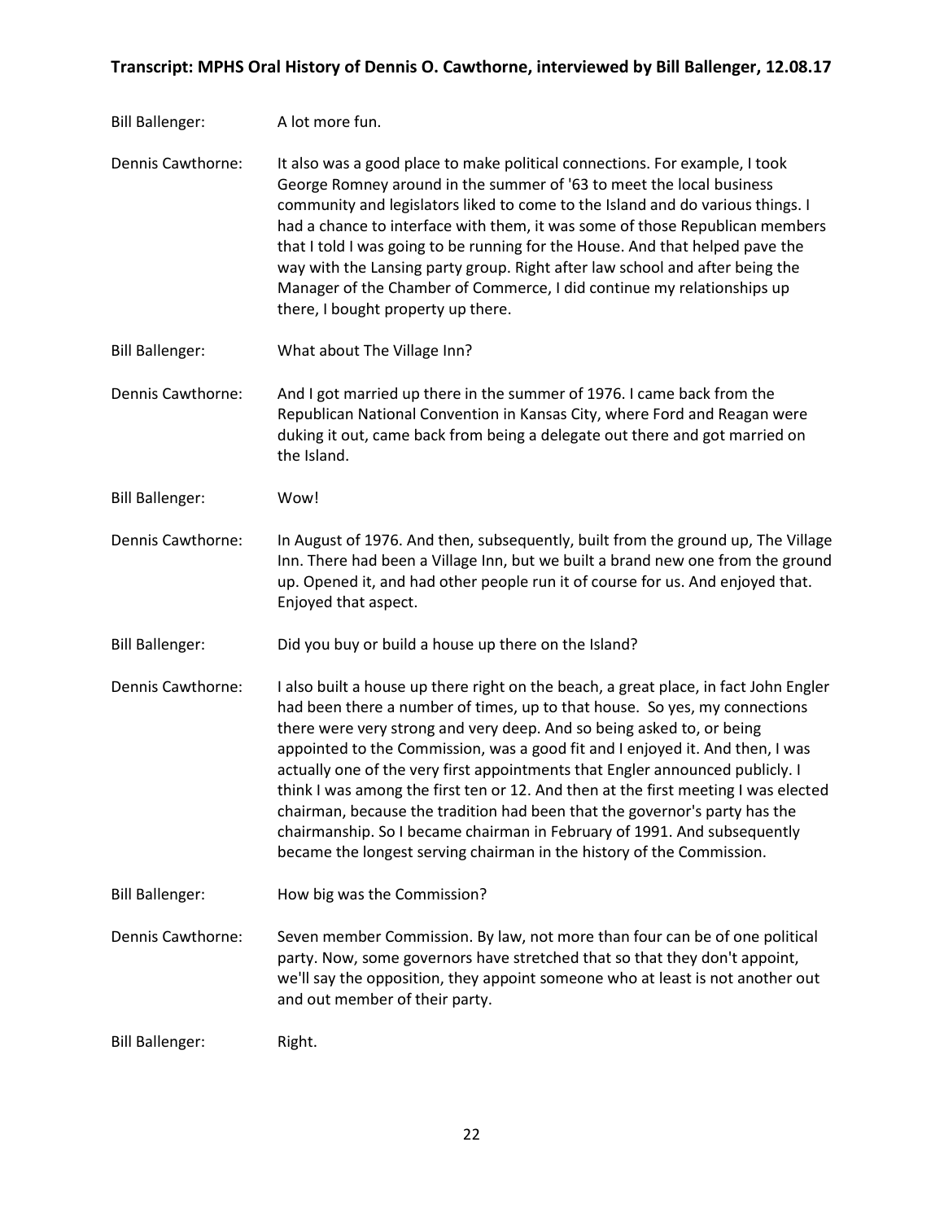Bill Ballenger: A lot more fun.

Dennis Cawthorne: It also was a good place to make political connections. For example, I took George Romney around in the summer of '63 to meet the local business community and legislators liked to come to the Island and do various things. I had a chance to interface with them, it was some of those Republican members that I told I was going to be running for the House. And that helped pave the way with the Lansing party group. Right after law school and after being the Manager of the Chamber of Commerce, I did continue my relationships up there, I bought property up there.

Bill Ballenger: What about The Village Inn?

Dennis Cawthorne: And I got married up there in the summer of 1976. I came back from the Republican National Convention in Kansas City, where Ford and Reagan were duking it out, came back from being a delegate out there and got married on the Island.

Bill Ballenger: Wow!

Dennis Cawthorne: In August of 1976. And then, subsequently, built from the ground up, The Village Inn. There had been a Village Inn, but we built a brand new one from the ground up. Opened it, and had other people run it of course for us. And enjoyed that. Enjoyed that aspect.

Bill Ballenger: Did you buy or build a house up there on the Island?

Dennis Cawthorne: I also built a house up there right on the beach, a great place, in fact John Engler had been there a number of times, up to that house. So yes, my connections there were very strong and very deep. And so being asked to, or being appointed to the Commission, was a good fit and I enjoyed it. And then, I was actually one of the very first appointments that Engler announced publicly. I think I was among the first ten or 12. And then at the first meeting I was elected chairman, because the tradition had been that the governor's party has the chairmanship. So I became chairman in February of 1991. And subsequently became the longest serving chairman in the history of the Commission.

Bill Ballenger: How big was the Commission?

Dennis Cawthorne: Seven member Commission. By law, not more than four can be of one political party. Now, some governors have stretched that so that they don't appoint, we'll say the opposition, they appoint someone who at least is not another out and out member of their party.

Bill Ballenger: Right.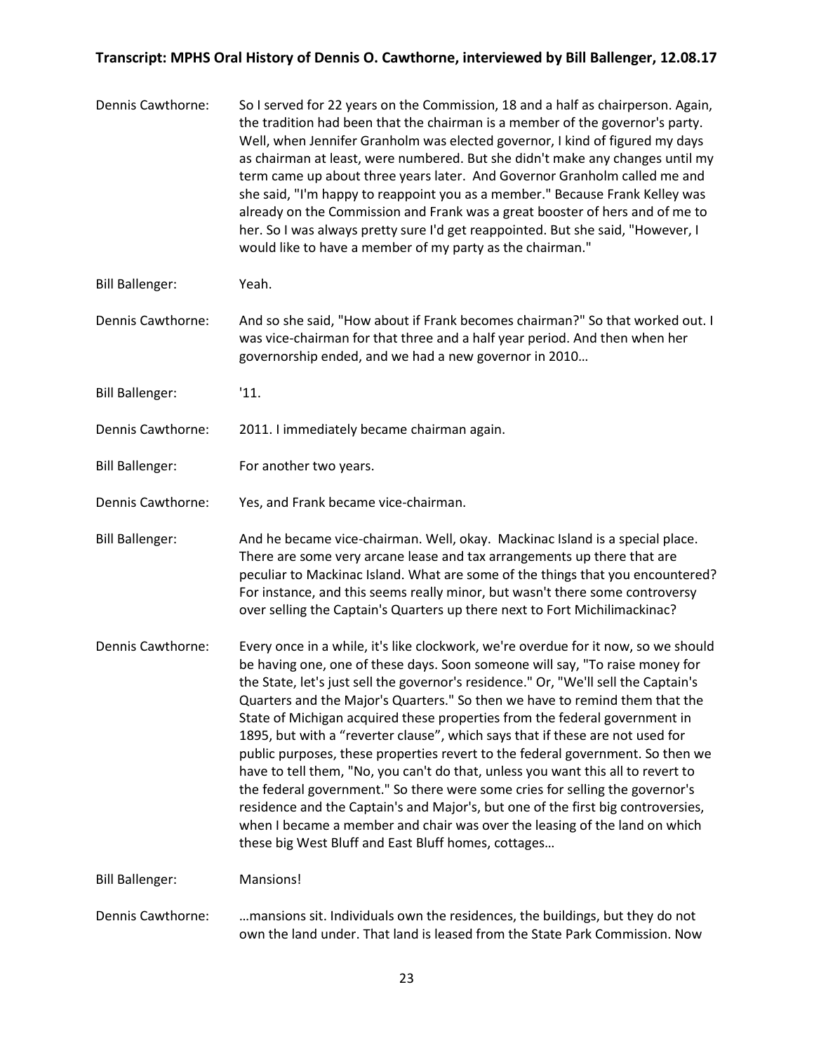Dennis Cawthorne: So I served for 22 years on the Commission, 18 and a half as chairperson. Again, the tradition had been that the chairman is a member of the governor's party. Well, when Jennifer Granholm was elected governor, I kind of figured my days as chairman at least, were numbered. But she didn't make any changes until my term came up about three years later. And Governor Granholm called me and she said, "I'm happy to reappoint you as a member." Because Frank Kelley was already on the Commission and Frank was a great booster of hers and of me to her. So I was always pretty sure I'd get reappointed. But she said, "However, I would like to have a member of my party as the chairman."

Bill Ballenger: Yeah.

Dennis Cawthorne: And so she said, "How about if Frank becomes chairman?" So that worked out. I was vice-chairman for that three and a half year period. And then when her governorship ended, and we had a new governor in 2010…

Bill Ballenger: '11.

Dennis Cawthorne: 2011. I immediately became chairman again.

Bill Ballenger: For another two years.

Dennis Cawthorne: Yes, and Frank became vice-chairman.

Bill Ballenger: And he became vice-chairman. Well, okay. Mackinac Island is a special place. There are some very arcane lease and tax arrangements up there that are peculiar to Mackinac Island. What are some of the things that you encountered? For instance, and this seems really minor, but wasn't there some controversy over selling the Captain's Quarters up there next to Fort Michilimackinac?

Dennis Cawthorne: Every once in a while, it's like clockwork, we're overdue for it now, so we should be having one, one of these days. Soon someone will say, "To raise money for the State, let's just sell the governor's residence." Or, "We'll sell the Captain's Quarters and the Major's Quarters." So then we have to remind them that the State of Michigan acquired these properties from the federal government in 1895, but with a "reverter clause", which says that if these are not used for public purposes, these properties revert to the federal government. So then we have to tell them, "No, you can't do that, unless you want this all to revert to the federal government." So there were some cries for selling the governor's residence and the Captain's and Major's, but one of the first big controversies, when I became a member and chair was over the leasing of the land on which these big West Bluff and East Bluff homes, cottages…

Bill Ballenger: Mansions!

Dennis Cawthorne: …mansions sit. Individuals own the residences, the buildings, but they do not own the land under. That land is leased from the State Park Commission. Now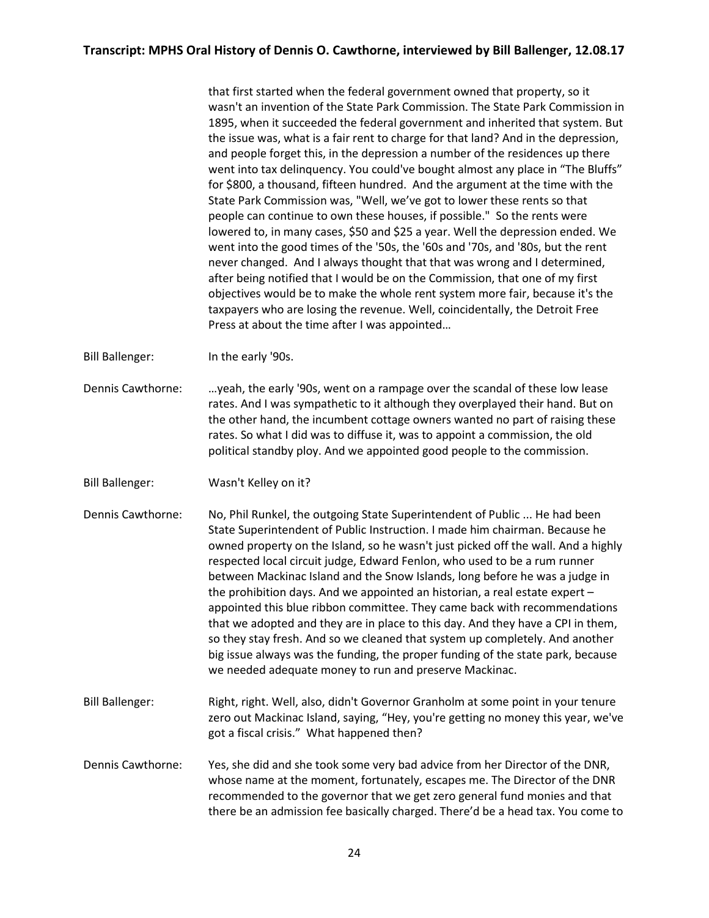that first started when the federal government owned that property, so it wasn't an invention of the State Park Commission. The State Park Commission in 1895, when it succeeded the federal government and inherited that system. But the issue was, what is a fair rent to charge for that land? And in the depression, and people forget this, in the depression a number of the residences up there went into tax delinquency. You could've bought almost any place in "The Bluffs" for $800, a thousand, fifteen hundred. And the argument at the time with the State Park Commission was, "Well, we've got to lower these rents so that people can continue to own these houses, if possible." So the rents were lowered to, in many cases, $50 and $25 a year. Well the depression ended. We went into the good times of the '50s, the '60s and '70s, and '80s, but the rent never changed. And I always thought that that was wrong and I determined, after being notified that I would be on the Commission, that one of my first objectives would be to make the whole rent system more fair, because it's the taxpayers who are losing the revenue. Well, coincidentally, the Detroit Free Press at about the time after I was appointed…

Bill Ballenger: In the early '90s.

Dennis Cawthorne: …yeah, the early '90s, went on a rampage over the scandal of these low lease rates. And I was sympathetic to it although they overplayed their hand. But on the other hand, the incumbent cottage owners wanted no part of raising these rates. So what I did was to diffuse it, was to appoint a commission, the old political standby ploy. And we appointed good people to the commission.

Bill Ballenger: Wasn't Kelley on it?

Dennis Cawthorne: No, Phil Runkel, the outgoing State Superintendent of Public ... He had been State Superintendent of Public Instruction. I made him chairman. Because he owned property on the Island, so he wasn't just picked off the wall. And a highly respected local circuit judge, Edward Fenlon, who used to be a rum runner between Mackinac Island and the Snow Islands, long before he was a judge in the prohibition days. And we appointed an historian, a real estate expert – appointed this blue ribbon committee. They came back with recommendations that we adopted and they are in place to this day. And they have a CPI in them, so they stay fresh. And so we cleaned that system up completely. And another big issue always was the funding, the proper funding of the state park, because we needed adequate money to run and preserve Mackinac.

Bill Ballenger: Right, right. Well, also, didn't Governor Granholm at some point in your tenure zero out Mackinac Island, saying, "Hey, you're getting no money this year, we've got a fiscal crisis." What happened then?

Dennis Cawthorne: Yes, she did and she took some very bad advice from her Director of the DNR, whose name at the moment, fortunately, escapes me. The Director of the DNR recommended to the governor that we get zero general fund monies and that there be an admission fee basically charged. There'd be a head tax. You come to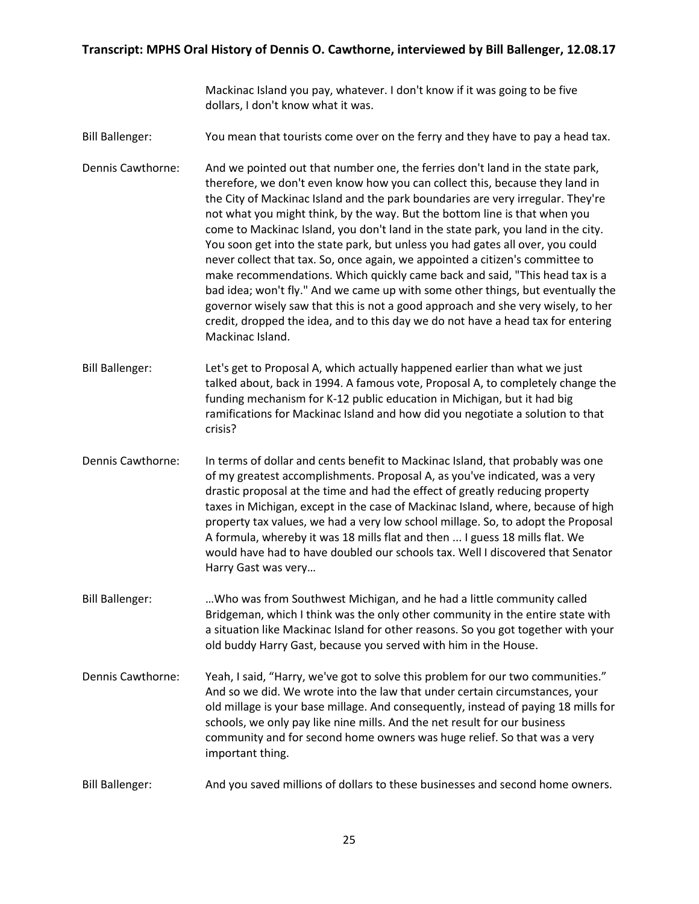Mackinac Island you pay, whatever. I don't know if it was going to be five dollars, I don't know what it was.

Bill Ballenger: You mean that tourists come over on the ferry and they have to pay a head tax.

Dennis Cawthorne: And we pointed out that number one, the ferries don't land in the state park, therefore, we don't even know how you can collect this, because they land in the City of Mackinac Island and the park boundaries are very irregular. They're not what you might think, by the way. But the bottom line is that when you come to Mackinac Island, you don't land in the state park, you land in the city. You soon get into the state park, but unless you had gates all over, you could never collect that tax. So, once again, we appointed a citizen's committee to make recommendations. Which quickly came back and said, "This head tax is a bad idea; won't fly." And we came up with some other things, but eventually the governor wisely saw that this is not a good approach and she very wisely, to her credit, dropped the idea, and to this day we do not have a head tax for entering Mackinac Island.

Bill Ballenger: Let's get to Proposal A, which actually happened earlier than what we just talked about, back in 1994. A famous vote, Proposal A, to completely change the funding mechanism for K-12 public education in Michigan, but it had big ramifications for Mackinac Island and how did you negotiate a solution to that crisis?

Dennis Cawthorne: In terms of dollar and cents benefit to Mackinac Island, that probably was one of my greatest accomplishments. Proposal A, as you've indicated, was a very drastic proposal at the time and had the effect of greatly reducing property taxes in Michigan, except in the case of Mackinac Island, where, because of high property tax values, we had a very low school millage. So, to adopt the Proposal A formula, whereby it was 18 mills flat and then ... I guess 18 mills flat. We would have had to have doubled our schools tax. Well I discovered that Senator Harry Gast was very…

Bill Ballenger: …Who was from Southwest Michigan, and he had a little community called Bridgeman, which I think was the only other community in the entire state with a situation like Mackinac Island for other reasons. So you got together with your old buddy Harry Gast, because you served with him in the House.

Dennis Cawthorne: Yeah, I said, "Harry, we've got to solve this problem for our two communities." And so we did. We wrote into the law that under certain circumstances, your old millage is your base millage. And consequently, instead of paying 18 mills for schools, we only pay like nine mills. And the net result for our business community and for second home owners was huge relief. So that was a very important thing.

Bill Ballenger: And you saved millions of dollars to these businesses and second home owners.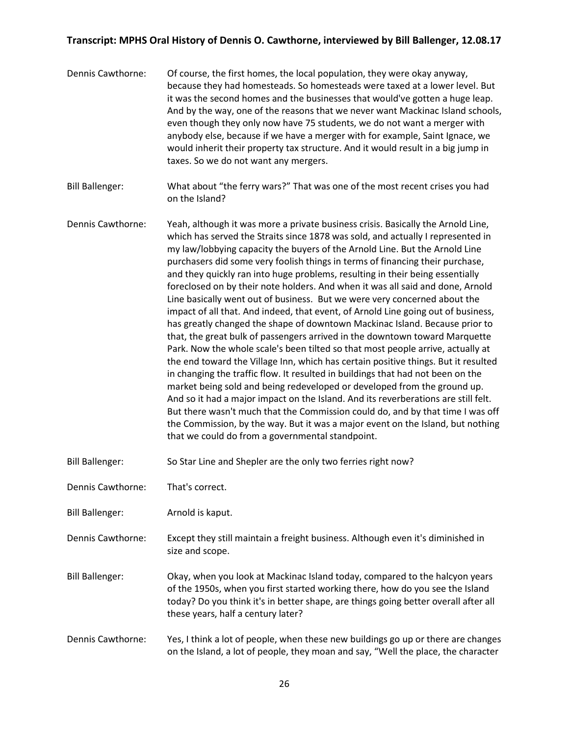Dennis Cawthorne: Of course, the first homes, the local population, they were okay anyway, because they had homesteads. So homesteads were taxed at a lower level. But it was the second homes and the businesses that would've gotten a huge leap. And by the way, one of the reasons that we never want Mackinac Island schools, even though they only now have 75 students, we do not want a merger with anybody else, because if we have a merger with for example, Saint Ignace, we would inherit their property tax structure. And it would result in a big jump in taxes. So we do not want any mergers.

Bill Ballenger: What about "the ferry wars?" That was one of the most recent crises you had on the Island?

Dennis Cawthorne: Yeah, although it was more a private business crisis. Basically the Arnold Line, which has served the Straits since 1878 was sold, and actually I represented in my law/lobbying capacity the buyers of the Arnold Line. But the Arnold Line purchasers did some very foolish things in terms of financing their purchase, and they quickly ran into huge problems, resulting in their being essentially foreclosed on by their note holders. And when it was all said and done, Arnold Line basically went out of business. But we were very concerned about the impact of all that. And indeed, that event, of Arnold Line going out of business, has greatly changed the shape of downtown Mackinac Island. Because prior to that, the great bulk of passengers arrived in the downtown toward Marquette Park. Now the whole scale's been tilted so that most people arrive, actually at the end toward the Village Inn, which has certain positive things. But it resulted in changing the traffic flow. It resulted in buildings that had not been on the market being sold and being redeveloped or developed from the ground up. And so it had a major impact on the Island. And its reverberations are still felt. But there wasn't much that the Commission could do, and by that time I was off the Commission, by the way. But it was a major event on the Island, but nothing that we could do from a governmental standpoint.

Bill Ballenger: So Star Line and Shepler are the only two ferries right now?

Dennis Cawthorne: That's correct.

Bill Ballenger: Arnold is kaput.

Dennis Cawthorne: Except they still maintain a freight business. Although even it's diminished in size and scope.

Bill Ballenger: Okay, when you look at Mackinac Island today, compared to the halcyon years of the 1950s, when you first started working there, how do you see the Island today? Do you think it's in better shape, are things going better overall after all these years, half a century later?

Dennis Cawthorne: Yes, I think a lot of people, when these new buildings go up or there are changes on the Island, a lot of people, they moan and say, "Well the place, the character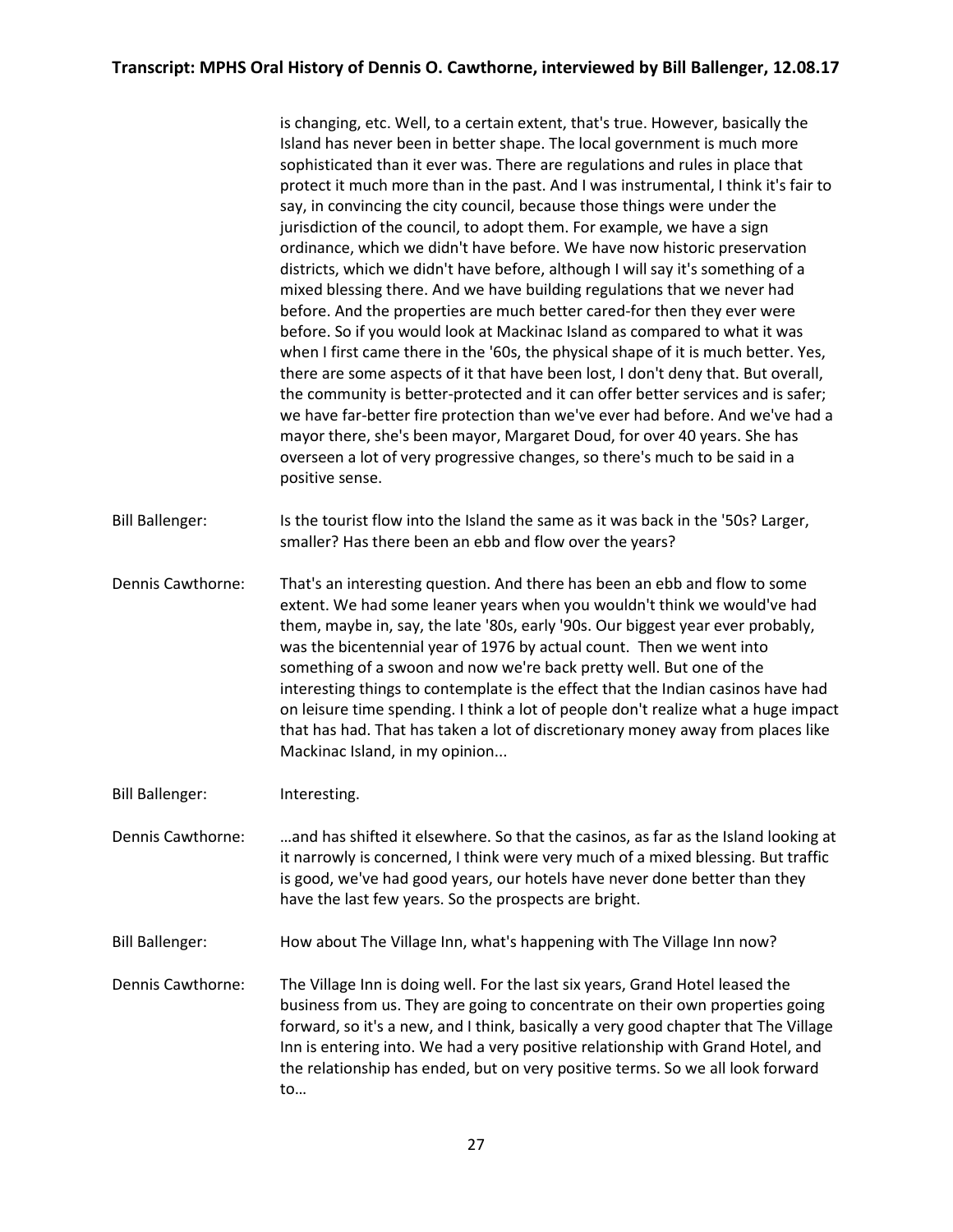is changing, etc. Well, to a certain extent, that's true. However, basically the Island has never been in better shape. The local government is much more sophisticated than it ever was. There are regulations and rules in place that protect it much more than in the past. And I was instrumental, I think it's fair to say, in convincing the city council, because those things were under the jurisdiction of the council, to adopt them. For example, we have a sign ordinance, which we didn't have before. We have now historic preservation districts, which we didn't have before, although I will say it's something of a mixed blessing there. And we have building regulations that we never had before. And the properties are much better cared-for then they ever were before. So if you would look at Mackinac Island as compared to what it was when I first came there in the '60s, the physical shape of it is much better. Yes, there are some aspects of it that have been lost, I don't deny that. But overall, the community is better-protected and it can offer better services and is safer; we have far-better fire protection than we've ever had before. And we've had a mayor there, she's been mayor, Margaret Doud, for over 40 years. She has overseen a lot of very progressive changes, so there's much to be said in a positive sense.

Bill Ballenger: Is the tourist flow into the Island the same as it was back in the '50s? Larger, smaller? Has there been an ebb and flow over the years?

Dennis Cawthorne: That's an interesting question. And there has been an ebb and flow to some extent. We had some leaner years when you wouldn't think we would've had them, maybe in, say, the late '80s, early '90s. Our biggest year ever probably, was the bicentennial year of 1976 by actual count. Then we went into something of a swoon and now we're back pretty well. But one of the interesting things to contemplate is the effect that the Indian casinos have had on leisure time spending. I think a lot of people don't realize what a huge impact that has had. That has taken a lot of discretionary money away from places like Mackinac Island, in my opinion...

Bill Ballenger: Interesting.

Dennis Cawthorne: …and has shifted it elsewhere. So that the casinos, as far as the Island looking at it narrowly is concerned, I think were very much of a mixed blessing. But traffic is good, we've had good years, our hotels have never done better than they have the last few years. So the prospects are bright.

Bill Ballenger: How about The Village Inn, what's happening with The Village Inn now?

Dennis Cawthorne: The Village Inn is doing well. For the last six years, Grand Hotel leased the business from us. They are going to concentrate on their own properties going forward, so it's a new, and I think, basically a very good chapter that The Village Inn is entering into. We had a very positive relationship with Grand Hotel, and the relationship has ended, but on very positive terms. So we all look forward to…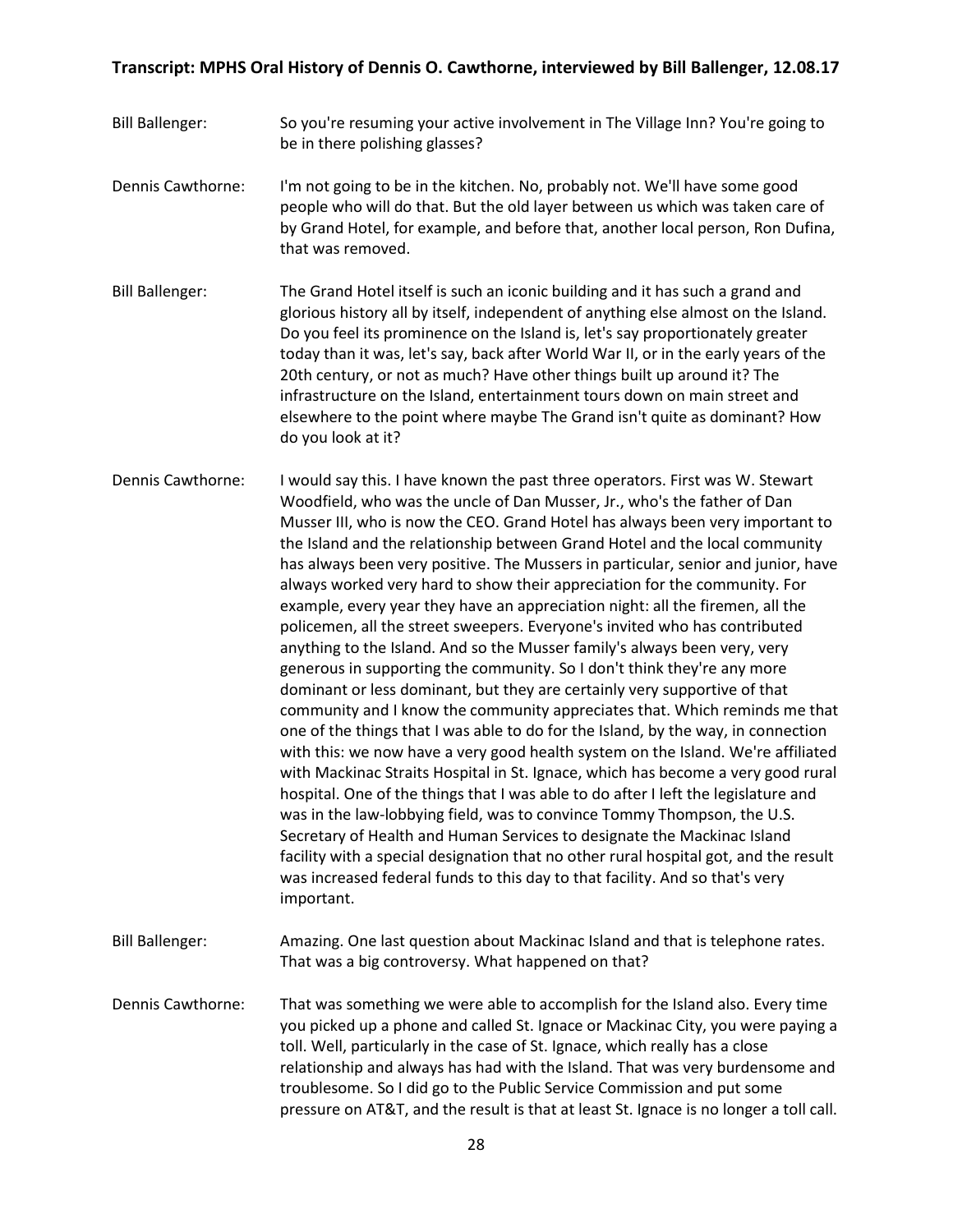**Bill Ballenger:** So you're resuming your active involvement in The Village Inn? You're going to be in there polishing glasses?

**Dennis Cawthorne:** I'm not going to be in the kitchen. No, probably not. We'll have some good people who will do that. But the old layer between us which was taken care of by Grand Hotel, for example, and before that, another local person, Ron Dufina, that was removed.

**Bill Ballenger:** The Grand Hotel itself is such an iconic building and it has such a grand and glorious history all by itself, independent of anything else almost on the Island. Do you feel its prominence on the Island is, let's say proportionately greater today than it was, let's say, back after World War II, or in the early years of the 20th century, or not as much? Have other things built up around it? The infrastructure on the Island, entertainment tours down on main street and elsewhere to the point where maybe The Grand isn't quite as dominant? How do you look at it?

**Dennis Cawthorne:** I would say this. I have known the past three operators. First was W. Stewart Woodfield, who was the uncle of Dan Musser, Jr., who's the father of Dan Musser III, who is now the CEO. Grand Hotel has always been very important to the Island and the relationship between Grand Hotel and the local community has always been very positive. The Mussers in particular, senior and junior, have always worked very hard to show their appreciation for the community. For example, every year they have an appreciation night: all the firemen, all the policemen, all the street sweepers. Everyone's invited who has contributed anything to the Island. And so the Musser family's always been very, very generous in supporting the community. So I don't think they're any more dominant or less dominant, but they are certainly very supportive of that community and I know the community appreciates that. Which reminds me that one of the things that I was able to do for the Island, by the way, in connection with this: we now have a very good health system on the Island. We're affiliated with Mackinac Straits Hospital in St. Ignace, which has become a very good rural hospital. One of the things that I was able to do after I left the legislature and was in the law-lobbying field, was to convince Tommy Thompson, the U.S. Secretary of Health and Human Services to designate the Mackinac Island facility with a special designation that no other rural hospital got, and the result was increased federal funds to this day to that facility. And so that's very important.

**Bill Ballenger:** Amazing. One last question about Mackinac Island and that is telephone rates. That was a big controversy. What happened on that?

**Dennis Cawthorne:** That was something we were able to accomplish for the Island also. Every time you picked up a phone and called St. Ignace or Mackinac City, you were paying a toll. Well, particularly in the case of St. Ignace, which really has a close relationship and always has had with the Island. That was very burdensome and troublesome. So I did go to the Public Service Commission and put some pressure on AT&T, and the result is that at least St. Ignace is no longer a toll call.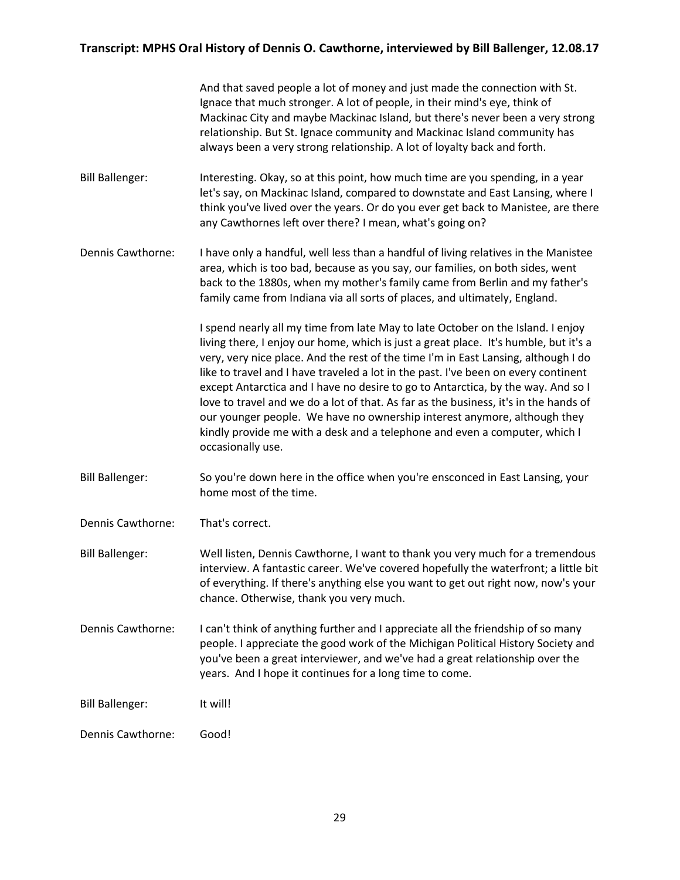And that saved people a lot of money and just made the connection with St. Ignace that much stronger. A lot of people, in their mind's eye, think of Mackinac City and maybe Mackinac Island, but there's never been a very strong relationship. But St. Ignace community and Mackinac Island community has always been a very strong relationship. A lot of loyalty back and forth.

Bill Ballenger: Interesting. Okay, so at this point, how much time are you spending, in a year let's say, on Mackinac Island, compared to downstate and East Lansing, where I think you've lived over the years. Or do you ever get back to Manistee, are there any Cawthornes left over there? I mean, what's going on?

Dennis Cawthorne: I have only a handful, well less than a handful of living relatives in the Manistee area, which is too bad, because as you say, our families, on both sides, went back to the 1880s, when my mother's family came from Berlin and my father's family came from Indiana via all sorts of places, and ultimately, England.

I spend nearly all my time from late May to late October on the Island. I enjoy living there, I enjoy our home, which is just a great place. It's humble, but it's a very, very nice place. And the rest of the time I'm in East Lansing, although I do like to travel and I have traveled a lot in the past. I've been on every continent except Antarctica and I have no desire to go to Antarctica, by the way. And so I love to travel and we do a lot of that. As far as the business, it's in the hands of our younger people. We have no ownership interest anymore, although they kindly provide me with a desk and a telephone and even a computer, which I occasionally use.

Bill Ballenger: So you're down here in the office when you're ensconced in East Lansing, your home most of the time.

Dennis Cawthorne: That's correct.

Bill Ballenger: Well listen, Dennis Cawthorne, I want to thank you very much for a tremendous interview. A fantastic career. We've covered hopefully the waterfront; a little bit of everything. If there's anything else you want to get out right now, now's your chance. Otherwise, thank you very much.

Dennis Cawthorne: I can't think of anything further and I appreciate all the friendship of so many people. I appreciate the good work of the Michigan Political History Society and you've been a great interviewer, and we've had a great relationship over the years. And I hope it continues for a long time to come.

Bill Ballenger: It will!

Dennis Cawthorne: Good!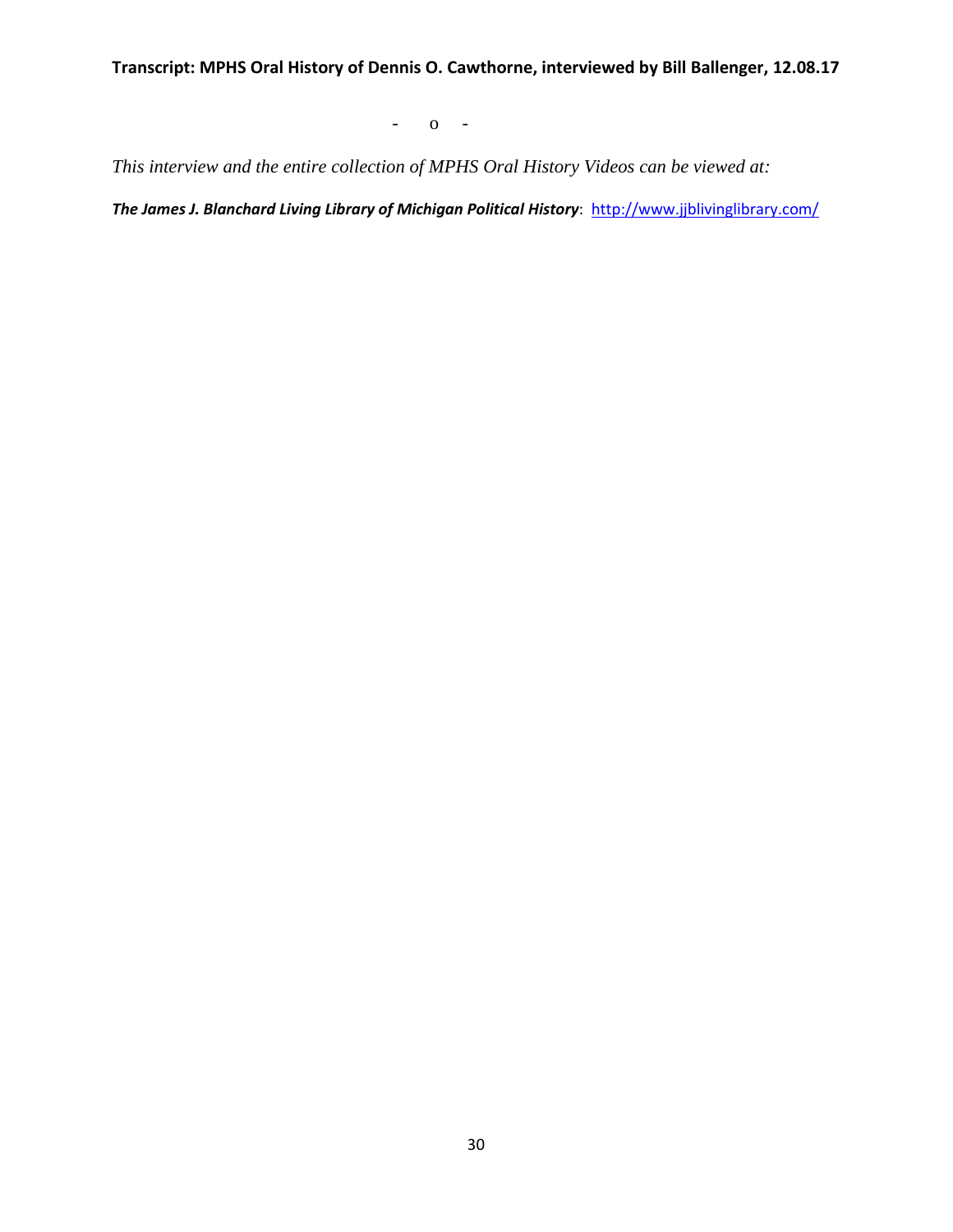\- o -

*This interview and the entire collection of MPHS Oral History Videos can be viewed at:*

***The James J. Blanchard Living Library of Michigan Political History***: http://www.jjblivinglibrary.com/